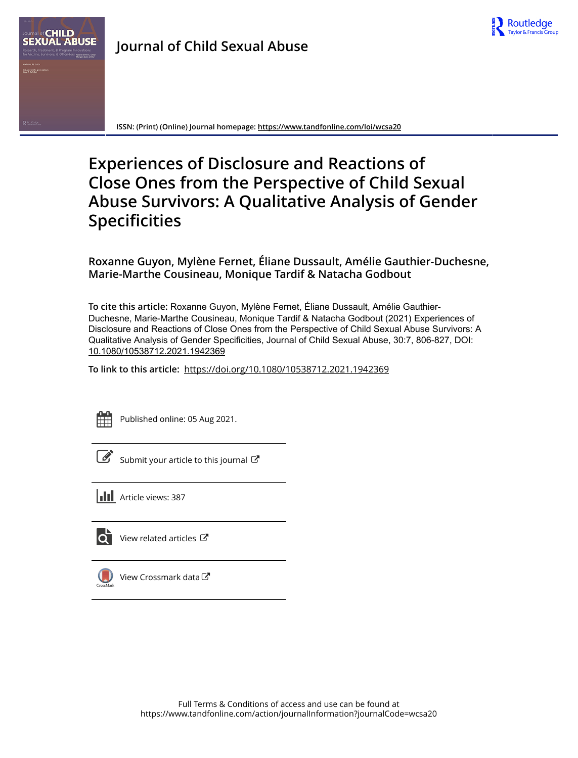# Journal of Child Sexual Abuse

ISSN: (Print) (Online) Journal homepage: https://www.tandfonline.com/loi/wcsa20

# Experiences of Disclosure and Reactions of Close Ones from the Perspective of Child Sexual Abuse Survivors: A Qualitative Analysis of Gender Specificities

**Roxanne Guyon, Mylène Fernet, Éliane Dussault, Amélie Gauthier-Duchesne, Marie-Marthe Cousineau, Monique Tardif & Natacha Godbout**

**To cite this article:** Roxanne Guyon, Mylène Fernet, Éliane Dussault, Amélie Gauthier-Duchesne, Marie-Marthe Cousineau, Monique Tardif & Natacha Godbout (2021) Experiences of Disclosure and Reactions of Close Ones from the Perspective of Child Sexual Abuse Survivors: A Qualitative Analysis of Gender Specificities, Journal of Child Sexual Abuse, 30:7, 806-827, DOI: 10.1080/10538712.2021.1942369

**To link to this article:** https://doi.org/10.1080/10538712.2021.1942369

Published online: 05 Aug 2021.

Submit your article to this journal

Article views: 387

View related articles

View Crossmark data

Full Terms & Conditions of access and use can be found at https://www.tandfonline.com/action/journalInformation?journalCode=wcsa20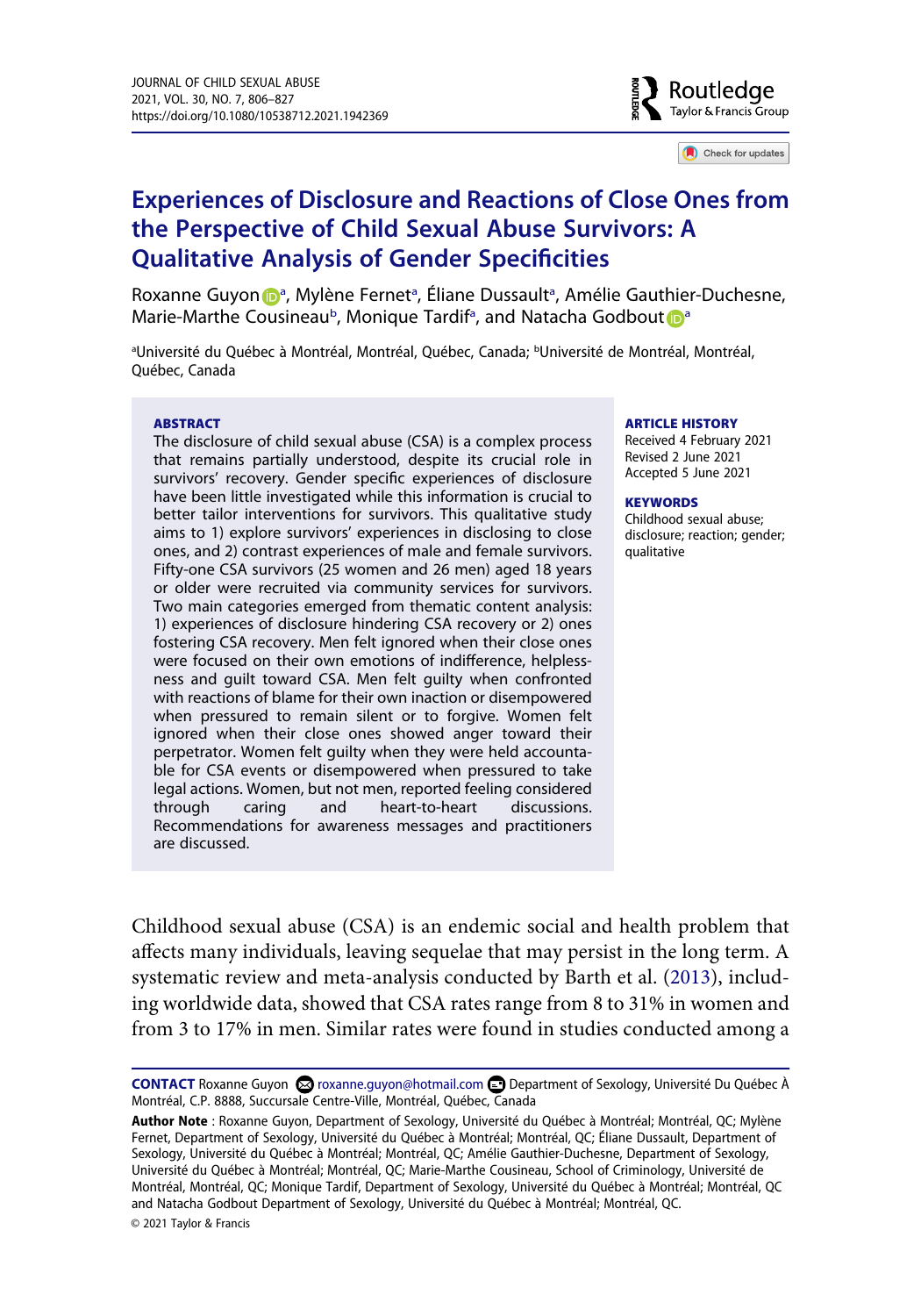# Experiences of Disclosure and Reactions of Close Ones from the Perspective of Child Sexual Abuse Survivors: A Qualitative Analysis of Gender Specificities

Roxanne Guyon[a], Mylène Fernet[a], Éliane Dussault[a], Amélie Gauthier-Duchesne, Marie-Marthe Cousineau[b], Monique Tardif[a], and Natacha Godbout[a]

[a]Université du Québec à Montréal, Montréal, Québec, Canada; [b]Université de Montréal, Montréal, Québec, Canada

## ABSTRACT

The disclosure of child sexual abuse (CSA) is a complex process that remains partially understood, despite its crucial role in survivors' recovery. Gender specific experiences of disclosure have been little investigated while this information is crucial to better tailor interventions for survivors. This qualitative study aims to 1) explore survivors' experiences in disclosing to close ones, and 2) contrast experiences of male and female survivors. Fifty-one CSA survivors (25 women and 26 men) aged 18 years or older were recruited via community services for survivors. Two main categories emerged from thematic content analysis: 1) experiences of disclosure hindering CSA recovery or 2) ones fostering CSA recovery. Men felt ignored when their close ones were focused on their own emotions of indifference, helplessness and guilt toward CSA. Men felt guilty when confronted with reactions of blame for their own inaction or disempowered when pressured to remain silent or to forgive. Women felt ignored when their close ones showed anger toward their perpetrator. Women felt guilty when they were held accountable for CSA events or disempowered when pressured to take legal actions. Women, but not men, reported feeling considered through caring and heart-to-heart discussions. Recommendations for awareness messages and practitioners are discussed.

## ARTICLE HISTORY

Received 4 February 2021
Revised 2 June 2021
Accepted 5 June 2021

## KEYWORDS

Childhood sexual abuse; disclosure; reaction; gender; qualitative

Childhood sexual abuse (CSA) is an endemic social and health problem that affects many individuals, leaving sequelae that may persist in the long term. A systematic review and meta-analysis conducted by Barth et al. (2013), including worldwide data, showed that CSA rates range from 8 to 31% in women and from 3 to 17% in men. Similar rates were found in studies conducted among a

**CONTACT** Roxanne Guyon roxanne.guyon@hotmail.com Department of Sexology, Université Du Québec À Montréal, C.P. 8888, Succursale Centre-Ville, Montréal, Québec, Canada

**Author Note** : Roxanne Guyon, Department of Sexology, Université du Québec à Montréal; Montréal, QC; Mylène Fernet, Department of Sexology, Université du Québec à Montréal; Montréal, QC; Éliane Dussault, Department of Sexology, Université du Québec à Montréal; Montréal, QC; Amélie Gauthier-Duchesne, Department of Sexology, Université du Québec à Montréal; Montréal, QC; Marie-Marthe Cousineau, School of Criminology, Université de Montréal, Montréal, QC; Monique Tardif, Department of Sexology, Université du Québec à Montréal; Montréal, QC and Natacha Godbout Department of Sexology, Université du Québec à Montréal; Montréal, QC.

© 2021 Taylor & Francis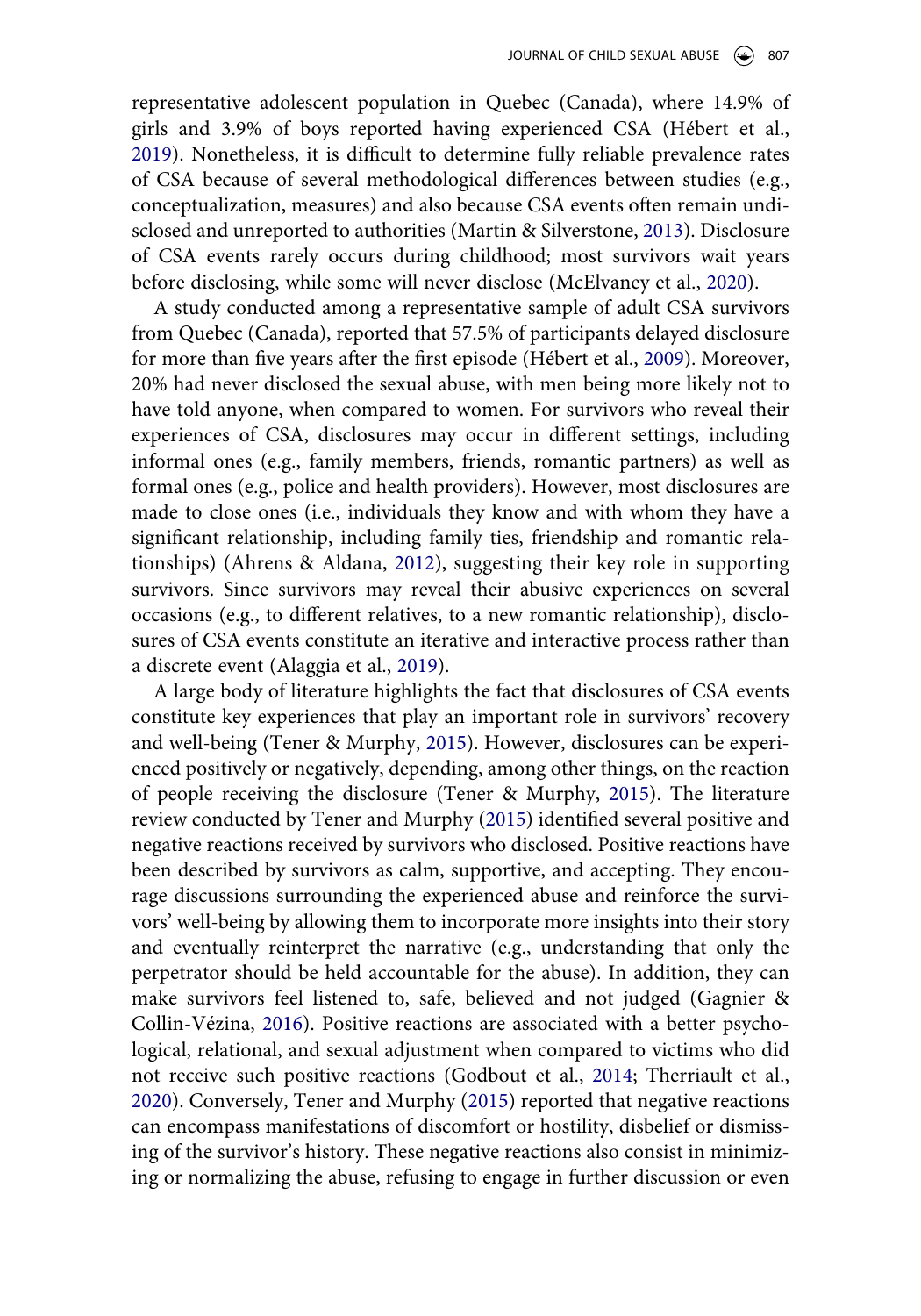representative adolescent population in Quebec (Canada), where 14.9% of girls and 3.9% of boys reported having experienced CSA (Hébert et al., 2019). Nonetheless, it is difficult to determine fully reliable prevalence rates of CSA because of several methodological differences between studies (e.g., conceptualization, measures) and also because CSA events often remain undisclosed and unreported to authorities (Martin & Silverstone, 2013). Disclosure of CSA events rarely occurs during childhood; most survivors wait years before disclosing, while some will never disclose (McElvaney et al., 2020).

A study conducted among a representative sample of adult CSA survivors from Quebec (Canada), reported that 57.5% of participants delayed disclosure for more than five years after the first episode (Hébert et al., 2009). Moreover, 20% had never disclosed the sexual abuse, with men being more likely not to have told anyone, when compared to women. For survivors who reveal their experiences of CSA, disclosures may occur in different settings, including informal ones (e.g., family members, friends, romantic partners) as well as formal ones (e.g., police and health providers). However, most disclosures are made to close ones (i.e., individuals they know and with whom they have a significant relationship, including family ties, friendship and romantic relationships) (Ahrens & Aldana, 2012), suggesting their key role in supporting survivors. Since survivors may reveal their abusive experiences on several occasions (e.g., to different relatives, to a new romantic relationship), disclosures of CSA events constitute an iterative and interactive process rather than a discrete event (Alaggia et al., 2019).

A large body of literature highlights the fact that disclosures of CSA events constitute key experiences that play an important role in survivors' recovery and well-being (Tener & Murphy, 2015). However, disclosures can be experienced positively or negatively, depending, among other things, on the reaction of people receiving the disclosure (Tener & Murphy, 2015). The literature review conducted by Tener and Murphy (2015) identified several positive and negative reactions received by survivors who disclosed. Positive reactions have been described by survivors as calm, supportive, and accepting. They encourage discussions surrounding the experienced abuse and reinforce the survivors' well-being by allowing them to incorporate more insights into their story and eventually reinterpret the narrative (e.g., understanding that only the perpetrator should be held accountable for the abuse). In addition, they can make survivors feel listened to, safe, believed and not judged (Gagnier & Collin-Vézina, 2016). Positive reactions are associated with a better psychological, relational, and sexual adjustment when compared to victims who did not receive such positive reactions (Godbout et al., 2014; Therriault et al., 2020). Conversely, Tener and Murphy (2015) reported that negative reactions can encompass manifestations of discomfort or hostility, disbelief or dismissing of the survivor's history. These negative reactions also consist in minimizing or normalizing the abuse, refusing to engage in further discussion or even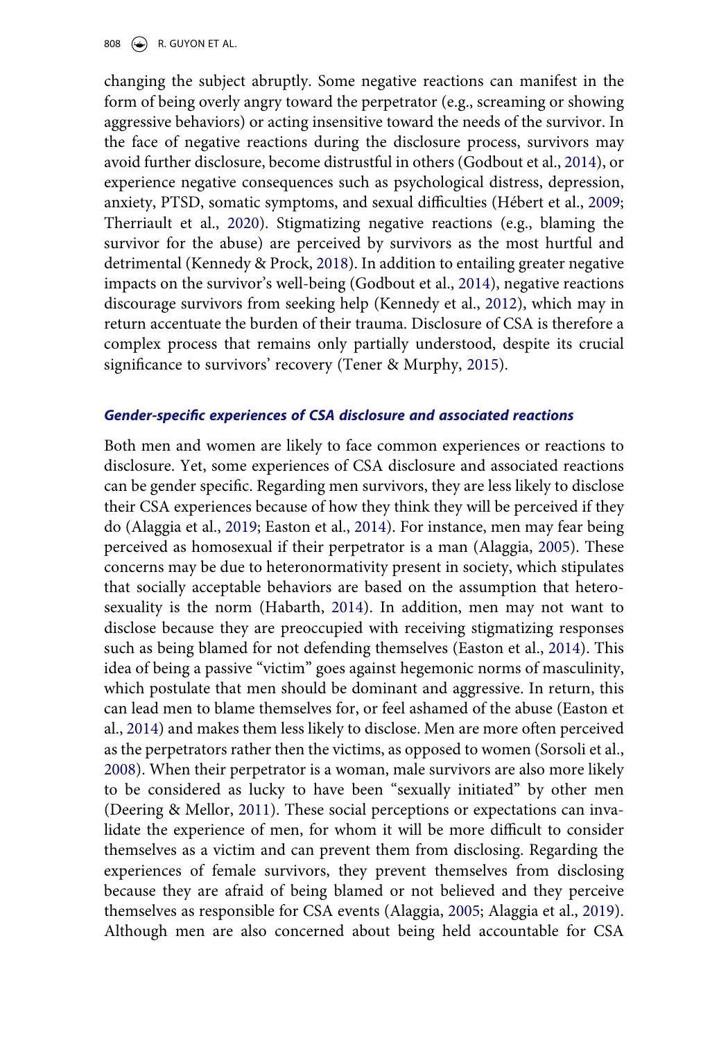changing the subject abruptly. Some negative reactions can manifest in the form of being overly angry toward the perpetrator (e.g., screaming or showing aggressive behaviors) or acting insensitive toward the needs of the survivor. In the face of negative reactions during the disclosure process, survivors may avoid further disclosure, become distrustful in others (Godbout et al., 2014), or experience negative consequences such as psychological distress, depression, anxiety, PTSD, somatic symptoms, and sexual difficulties (Hébert et al., 2009; Therriault et al., 2020). Stigmatizing negative reactions (e.g., blaming the survivor for the abuse) are perceived by survivors as the most hurtful and detrimental (Kennedy & Prock, 2018). In addition to entailing greater negative impacts on the survivor's well-being (Godbout et al., 2014), negative reactions discourage survivors from seeking help (Kennedy et al., 2012), which may in return accentuate the burden of their trauma. Disclosure of CSA is therefore a complex process that remains only partially understood, despite its crucial significance to survivors' recovery (Tener & Murphy, 2015).

### *Gender-specific experiences of CSA disclosure and associated reactions*

Both men and women are likely to face common experiences or reactions to disclosure. Yet, some experiences of CSA disclosure and associated reactions can be gender specific. Regarding men survivors, they are less likely to disclose their CSA experiences because of how they think they will be perceived if they do (Alaggia et al., 2019; Easton et al., 2014). For instance, men may fear being perceived as homosexual if their perpetrator is a man (Alaggia, 2005). These concerns may be due to heteronormativity present in society, which stipulates that socially acceptable behaviors are based on the assumption that heterosexuality is the norm (Habarth, 2014). In addition, men may not want to disclose because they are preoccupied with receiving stigmatizing responses such as being blamed for not defending themselves (Easton et al., 2014). This idea of being a passive "victim" goes against hegemonic norms of masculinity, which postulate that men should be dominant and aggressive. In return, this can lead men to blame themselves for, or feel ashamed of the abuse (Easton et al., 2014) and makes them less likely to disclose. Men are more often perceived as the perpetrators rather then the victims, as opposed to women (Sorsoli et al., 2008). When their perpetrator is a woman, male survivors are also more likely to be considered as lucky to have been "sexually initiated" by other men (Deering & Mellor, 2011). These social perceptions or expectations can invalidate the experience of men, for whom it will be more difficult to consider themselves as a victim and can prevent them from disclosing. Regarding the experiences of female survivors, they prevent themselves from disclosing because they are afraid of being blamed or not believed and they perceive themselves as responsible for CSA events (Alaggia, 2005; Alaggia et al., 2019). Although men are also concerned about being held accountable for CSA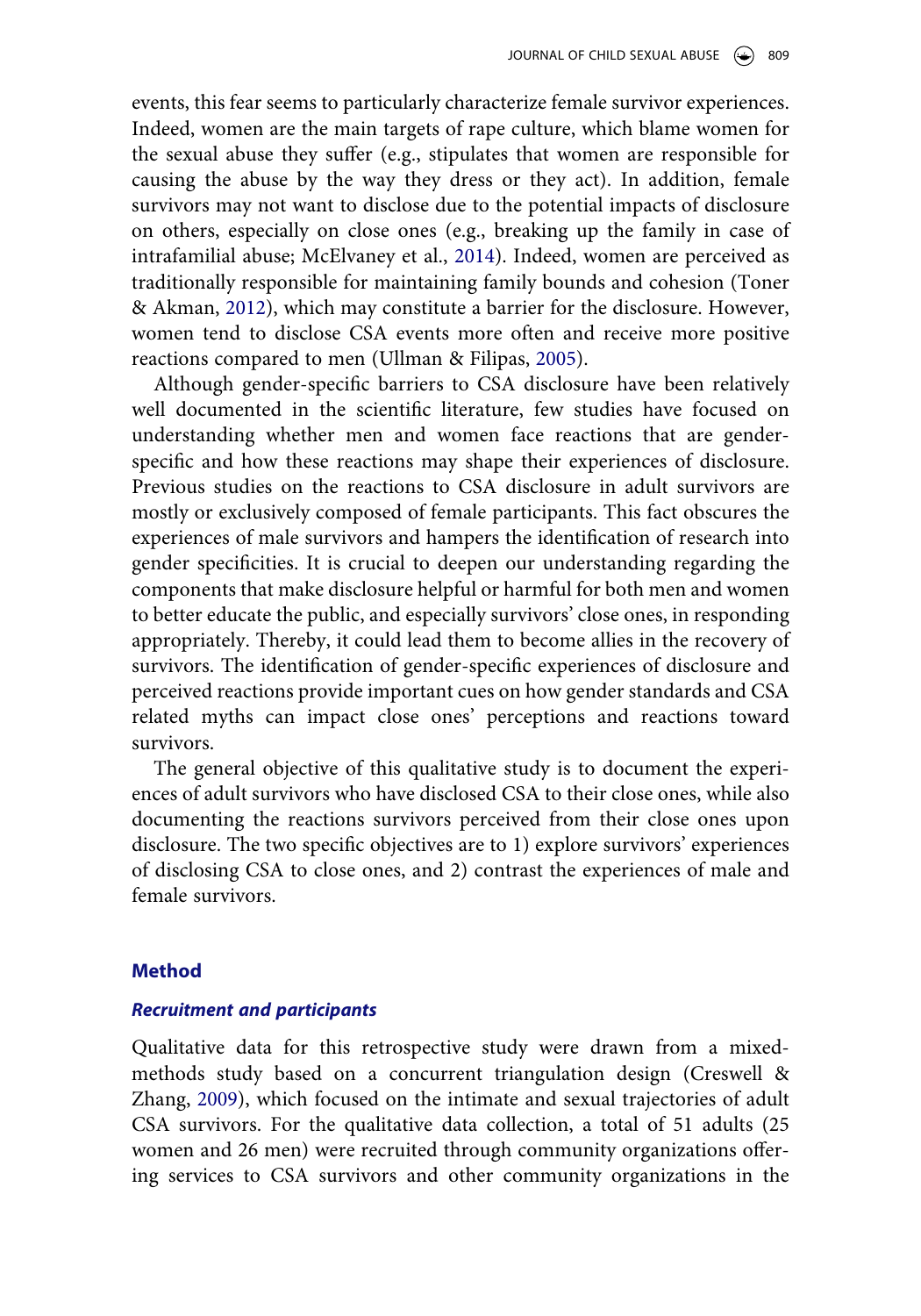events, this fear seems to particularly characterize female survivor experiences. Indeed, women are the main targets of rape culture, which blame women for the sexual abuse they suffer (e.g., stipulates that women are responsible for causing the abuse by the way they dress or they act). In addition, female survivors may not want to disclose due to the potential impacts of disclosure on others, especially on close ones (e.g., breaking up the family in case of intrafamilial abuse; McElvaney et al., 2014). Indeed, women are perceived as traditionally responsible for maintaining family bounds and cohesion (Toner & Akman, 2012), which may constitute a barrier for the disclosure. However, women tend to disclose CSA events more often and receive more positive reactions compared to men (Ullman & Filipas, 2005).

Although gender-specific barriers to CSA disclosure have been relatively well documented in the scientific literature, few studies have focused on understanding whether men and women face reactions that are gender-specific and how these reactions may shape their experiences of disclosure. Previous studies on the reactions to CSA disclosure in adult survivors are mostly or exclusively composed of female participants. This fact obscures the experiences of male survivors and hampers the identification of research into gender specificities. It is crucial to deepen our understanding regarding the components that make disclosure helpful or harmful for both men and women to better educate the public, and especially survivors' close ones, in responding appropriately. Thereby, it could lead them to become allies in the recovery of survivors. The identification of gender-specific experiences of disclosure and perceived reactions provide important cues on how gender standards and CSA related myths can impact close ones' perceptions and reactions toward survivors.

The general objective of this qualitative study is to document the experiences of adult survivors who have disclosed CSA to their close ones, while also documenting the reactions survivors perceived from their close ones upon disclosure. The two specific objectives are to 1) explore survivors' experiences of disclosing CSA to close ones, and 2) contrast the experiences of male and female survivors.

## Method

### *Recruitment and participants*

Qualitative data for this retrospective study were drawn from a mixed-methods study based on a concurrent triangulation design (Creswell & Zhang, 2009), which focused on the intimate and sexual trajectories of adult CSA survivors. For the qualitative data collection, a total of 51 adults (25 women and 26 men) were recruited through community organizations offering services to CSA survivors and other community organizations in the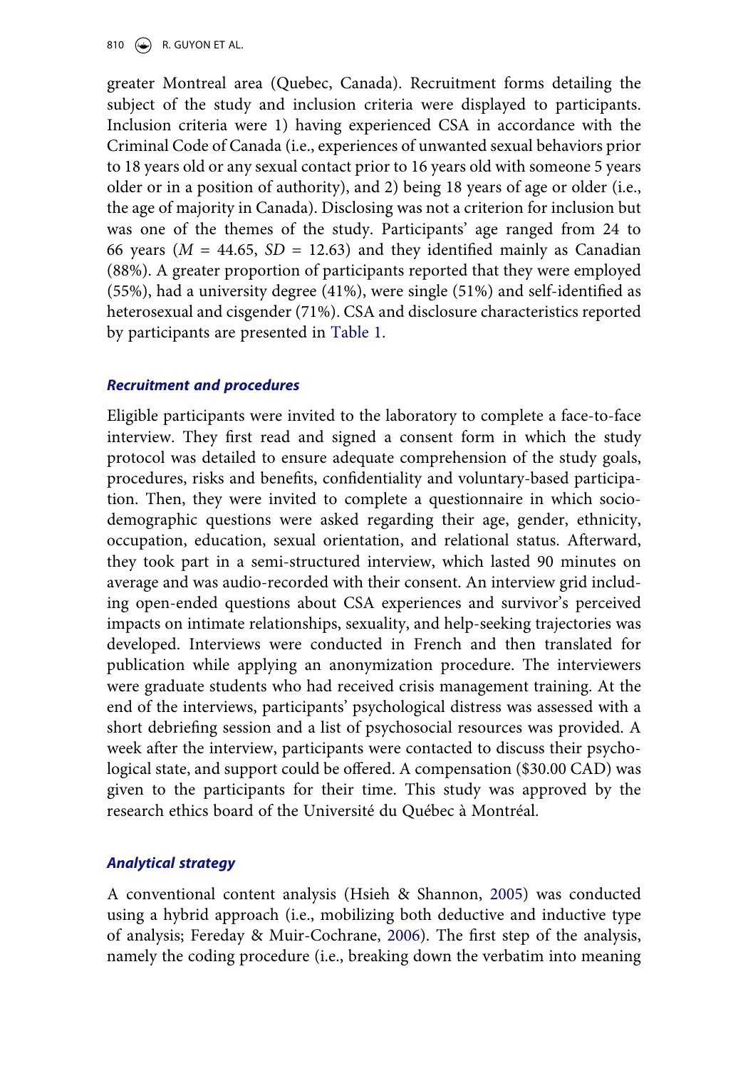greater Montreal area (Quebec, Canada). Recruitment forms detailing the subject of the study and inclusion criteria were displayed to participants. Inclusion criteria were 1) having experienced CSA in accordance with the Criminal Code of Canada (i.e., experiences of unwanted sexual behaviors prior to 18 years old or any sexual contact prior to 16 years old with someone 5 years older or in a position of authority), and 2) being 18 years of age or older (i.e., the age of majority in Canada). Disclosing was not a criterion for inclusion but was one of the themes of the study. Participants' age ranged from 24 to 66 years ($M$ = 44.65, $SD$ = 12.63) and they identified mainly as Canadian (88%). A greater proportion of participants reported that they were employed (55%), had a university degree (41%), were single (51%) and self-identified as heterosexual and cisgender (71%). CSA and disclosure characteristics reported by participants are presented in Table 1.

### *Recruitment and procedures*

Eligible participants were invited to the laboratory to complete a face-to-face interview. They first read and signed a consent form in which the study protocol was detailed to ensure adequate comprehension of the study goals, procedures, risks and benefits, confidentiality and voluntary-based participation. Then, they were invited to complete a questionnaire in which socio-demographic questions were asked regarding their age, gender, ethnicity, occupation, education, sexual orientation, and relational status. Afterward, they took part in a semi-structured interview, which lasted 90 minutes on average and was audio-recorded with their consent. An interview grid including open-ended questions about CSA experiences and survivor's perceived impacts on intimate relationships, sexuality, and help-seeking trajectories was developed. Interviews were conducted in French and then translated for publication while applying an anonymization procedure. The interviewers were graduate students who had received crisis management training. At the end of the interviews, participants' psychological distress was assessed with a short debriefing session and a list of psychosocial resources was provided. A week after the interview, participants were contacted to discuss their psychological state, and support could be offered. A compensation ($30.00 CAD) was given to the participants for their time. This study was approved by the research ethics board of the Université du Québec à Montréal.

### *Analytical strategy*

A conventional content analysis (Hsieh & Shannon, 2005) was conducted using a hybrid approach (i.e., mobilizing both deductive and inductive type of analysis; Fereday & Muir-Cochrane, 2006). The first step of the analysis, namely the coding procedure (i.e., breaking down the verbatim into meaning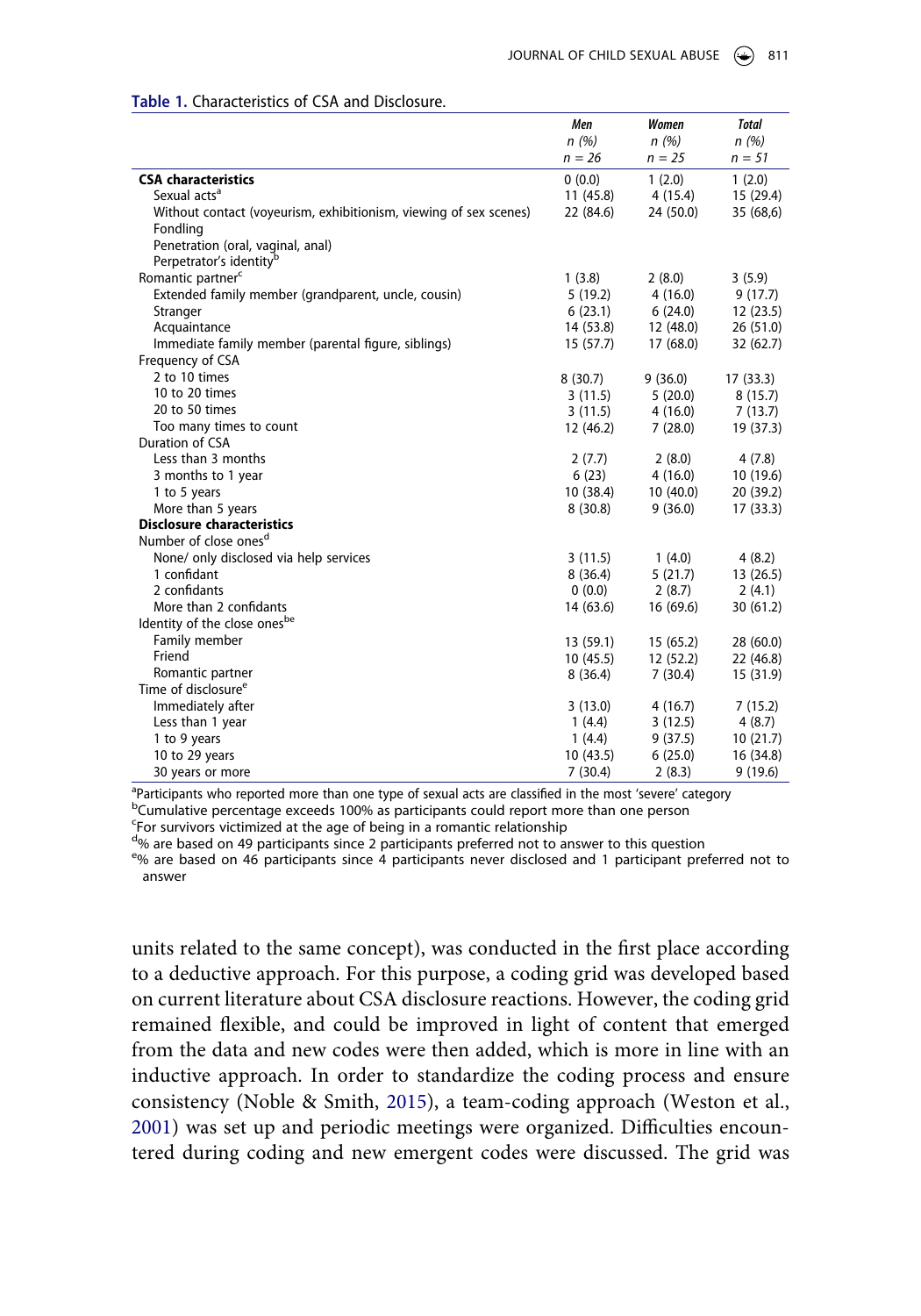**Table 1.** Characteristics of CSA and Disclosure.

| | *Men* *n (%)* *n = 26* | *Women* *n (%)* *n = 25* | *Total* *n (%)* *n = 51* |
|---|---|---|---|
| **CSA characteristics** | 0 (0.0) | 1 (2.0) | 1 (2.0) |
| Sexual acts[a] | 11 (45.8) | 4 (15.4) | 15 (29.4) |
| Without contact (voyeurism, exhibitionism, viewing of sex scenes) | 22 (84.6) | 24 (50.0) | 35 (68,6) |
| Fondling | | | |
| Penetration (oral, vaginal, anal) | | | |
| Perpetrator's identity[b] | | | |
| Romantic partner[c] | 1 (3.8) | 2 (8.0) | 3 (5.9) |
| Extended family member (grandparent, uncle, cousin) | 5 (19.2) | 4 (16.0) | 9 (17.7) |
| Stranger | 6 (23.1) | 6 (24.0) | 12 (23.5) |
| Acquaintance | 14 (53.8) | 12 (48.0) | 26 (51.0) |
| Immediate family member (parental figure, siblings) | 15 (57.7) | 17 (68.0) | 32 (62.7) |
| Frequency of CSA | | | |
| 2 to 10 times | 8 (30.7) | 9 (36.0) | 17 (33.3) |
| 10 to 20 times | 3 (11.5) | 5 (20.0) | 8 (15.7) |
| 20 to 50 times | 3 (11.5) | 4 (16.0) | 7 (13.7) |
| Too many times to count | 12 (46.2) | 7 (28.0) | 19 (37.3) |
| Duration of CSA | | | |
| Less than 3 months | 2 (7.7) | 2 (8.0) | 4 (7.8) |
| 3 months to 1 year | 6 (23) | 4 (16.0) | 10 (19.6) |
| 1 to 5 years | 10 (38.4) | 10 (40.0) | 20 (39.2) |
| More than 5 years | 8 (30.8) | 9 (36.0) | 17 (33.3) |
| **Disclosure characteristics** | | | |
| Number of close ones[d] | | | |
| None/ only disclosed via help services | 3 (11.5) | 1 (4.0) | 4 (8.2) |
| 1 confidant | 8 (36.4) | 5 (21.7) | 13 (26.5) |
| 2 confidants | 0 (0.0) | 2 (8.7) | 2 (4.1) |
| More than 2 confidants | 14 (63.6) | 16 (69.6) | 30 (61.2) |
| Identity of the close ones[be] | | | |
| Family member | 13 (59.1) | 15 (65.2) | 28 (60.0) |
| Friend | 10 (45.5) | 12 (52.2) | 22 (46.8) |
| Romantic partner | 8 (36.4) | 7 (30.4) | 15 (31.9) |
| Time of disclosure[e] | | | |
| Immediately after | 3 (13.0) | 4 (16.7) | 7 (15.2) |
| Less than 1 year | 1 (4.4) | 3 (12.5) | 4 (8.7) |
| 1 to 9 years | 1 (4.4) | 9 (37.5) | 10 (21.7) |
| 10 to 29 years | 10 (43.5) | 6 (25.0) | 16 (34.8) |
| 30 years or more | 7 (30.4) | 2 (8.3) | 9 (19.6) |

[a]Participants who reported more than one type of sexual acts are classified in the most 'severe' category
[b]Cumulative percentage exceeds 100% as participants could report more than one person
[c]For survivors victimized at the age of being in a romantic relationship
[d]% are based on 49 participants since 2 participants preferred not to answer to this question
[e]% are based on 46 participants since 4 participants never disclosed and 1 participant preferred not to answer

units related to the same concept), was conducted in the first place according to a deductive approach. For this purpose, a coding grid was developed based on current literature about CSA disclosure reactions. However, the coding grid remained flexible, and could be improved in light of content that emerged from the data and new codes were then added, which is more in line with an inductive approach. In order to standardize the coding process and ensure consistency (Noble & Smith, 2015), a team-coding approach (Weston et al., 2001) was set up and periodic meetings were organized. Difficulties encountered during coding and new emergent codes were discussed. The grid was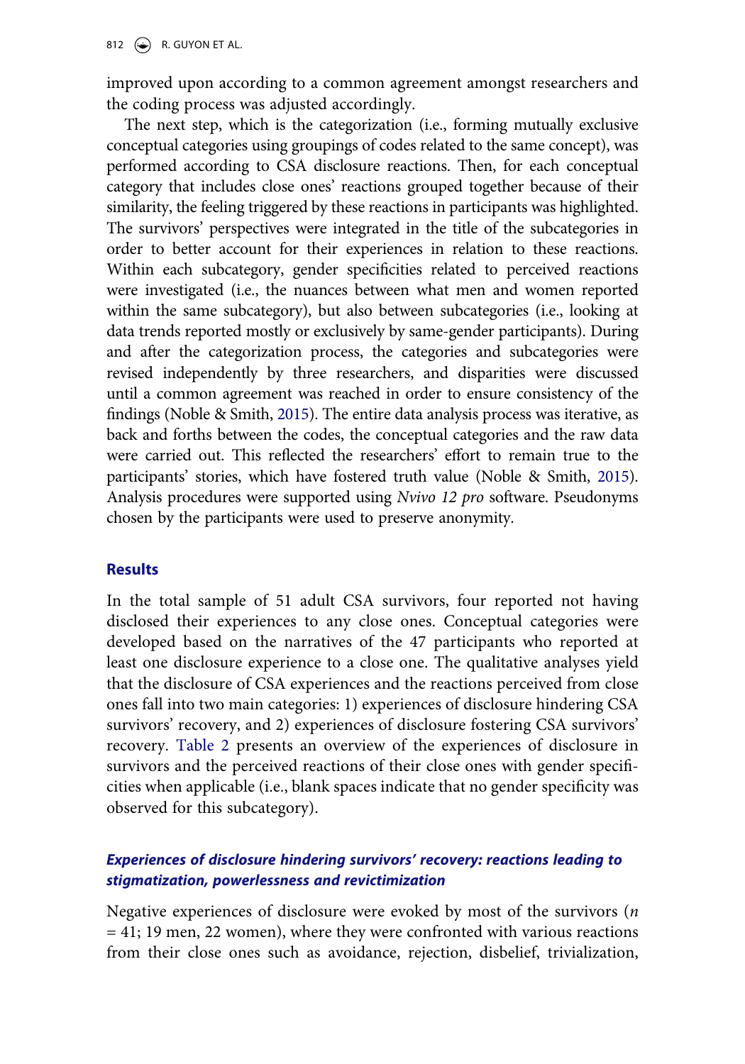improved upon according to a common agreement amongst researchers and the coding process was adjusted accordingly.

The next step, which is the categorization (i.e., forming mutually exclusive conceptual categories using groupings of codes related to the same concept), was performed according to CSA disclosure reactions. Then, for each conceptual category that includes close ones' reactions grouped together because of their similarity, the feeling triggered by these reactions in participants was highlighted. The survivors' perspectives were integrated in the title of the subcategories in order to better account for their experiences in relation to these reactions. Within each subcategory, gender specificities related to perceived reactions were investigated (i.e., the nuances between what men and women reported within the same subcategory), but also between subcategories (i.e., looking at data trends reported mostly or exclusively by same-gender participants). During and after the categorization process, the categories and subcategories were revised independently by three researchers, and disparities were discussed until a common agreement was reached in order to ensure consistency of the findings (Noble & Smith, 2015). The entire data analysis process was iterative, as back and forths between the codes, the conceptual categories and the raw data were carried out. This reflected the researchers' effort to remain true to the participants' stories, which have fostered truth value (Noble & Smith, 2015). Analysis procedures were supported using *Nvivo 12 pro* software. Pseudonyms chosen by the participants were used to preserve anonymity.

## Results

In the total sample of 51 adult CSA survivors, four reported not having disclosed their experiences to any close ones. Conceptual categories were developed based on the narratives of the 47 participants who reported at least one disclosure experience to a close one. The qualitative analyses yield that the disclosure of CSA experiences and the reactions perceived from close ones fall into two main categories: 1) experiences of disclosure hindering CSA survivors' recovery, and 2) experiences of disclosure fostering CSA survivors' recovery. Table 2 presents an overview of the experiences of disclosure in survivors and the perceived reactions of their close ones with gender specificities when applicable (i.e., blank spaces indicate that no gender specificity was observed for this subcategory).

### *Experiences of disclosure hindering survivors' recovery: reactions leading to stigmatization, powerlessness and revictimization*

Negative experiences of disclosure were evoked by most of the survivors ($n = 41$; 19 men, 22 women), where they were confronted with various reactions from their close ones such as avoidance, rejection, disbelief, trivialization,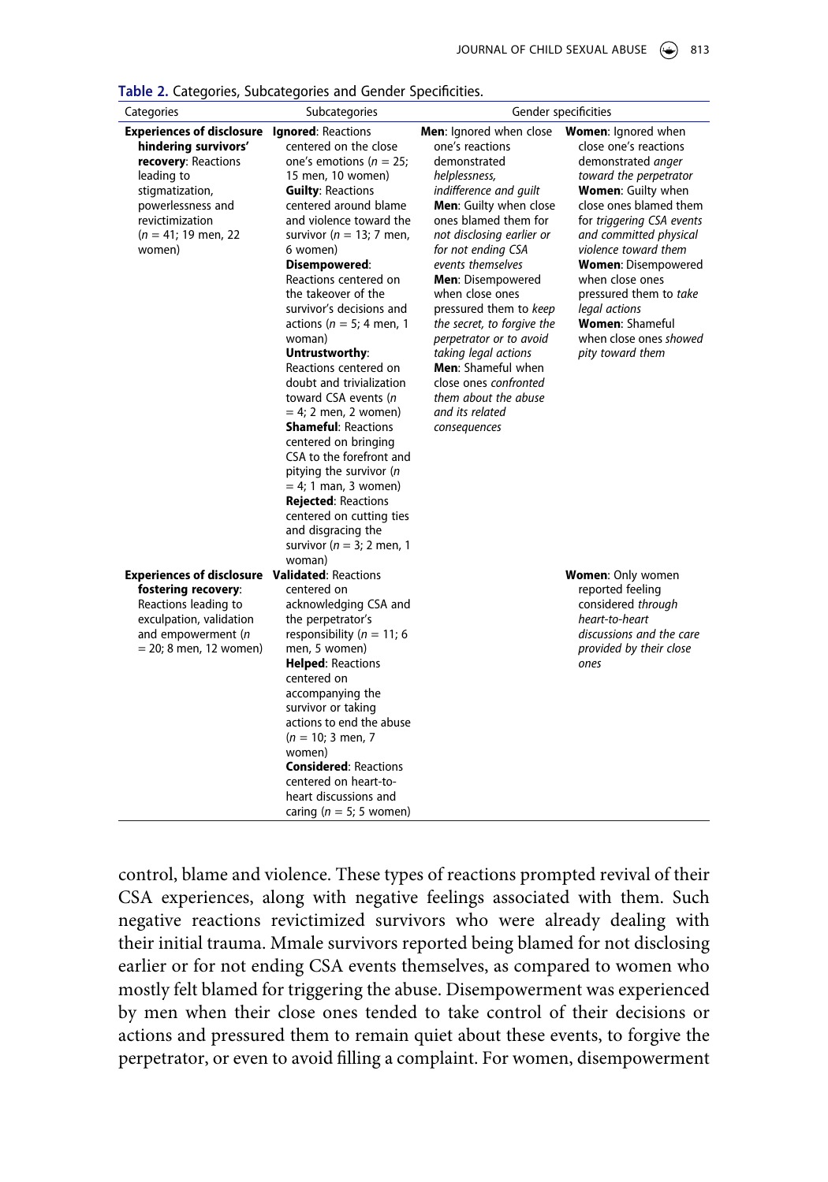**Table 2.** Categories, Subcategories and Gender Specificities.

| Categories | Subcategories | Gender specificities | |
|---|---|---|---|
| **Experiences of disclosure hindering survivors' recovery**: Reactions leading to stigmatization, powerlessness and revictimization ($n$ = 41; 19 men, 22 women) | **Ignored**: Reactions centered on the close one's emotions ($n$ = 25; 15 men, 10 women)<br>**Guilty**: Reactions centered around blame and violence toward the survivor ($n$ = 13; 7 men, 6 women)<br>**Disempowered**: Reactions centered on the takeover of the survivor's decisions and actions ($n$ = 5; 4 men, 1 woman)<br>**Untrustworthy**: Reactions centered on doubt and trivialization toward CSA events ($n$ = 4; 2 men, 2 women)<br>**Shameful**: Reactions centered on bringing CSA to the forefront and pitying the survivor ($n$ = 4; 1 man, 3 women)<br>**Rejected**: Reactions centered on cutting ties and disgracing the survivor ($n$ = 3; 2 men, 1 woman) | **Men**: Ignored when close one's reactions demonstrated *helplessness, indifference and guilt*<br>**Men**: Guilty when close ones blamed them for *not disclosing earlier or for not ending CSA events themselves*<br>**Men**: Disempowered when close ones pressured them to *keep the secret, to forgive the perpetrator or to avoid taking legal actions*<br>**Men**: Shameful when close ones *confronted them about the abuse and its related consequences* | **Women**: Ignored when close one's reactions demonstrated *anger toward the perpetrator*<br>**Women**: Guilty when close ones blamed them for *triggering CSA events and committed physical violence toward them*<br>**Women**: Disempowered when close ones pressured them to *take legal actions*<br>**Women**: Shameful when close ones *showed pity toward them* |
| **Experiences of disclosure fostering recovery**: Reactions leading to exculpation, validation and empowerment ($n$ = 20; 8 men, 12 women) | **Validated**: Reactions centered on acknowledging CSA and the perpetrator's responsibility ($n$ = 11; 6 men, 5 women)<br>**Helped**: Reactions centered on accompanying the survivor or taking actions to end the abuse ($n$ = 10; 3 men, 7 women)<br>**Considered**: Reactions centered on heart-to-heart discussions and caring ($n$ = 5; 5 women) | | **Women**: Only women reported feeling considered *through heart-to-heart discussions and the care provided by their close ones* |

control, blame and violence. These types of reactions prompted revival of their CSA experiences, along with negative feelings associated with them. Such negative reactions revictimized survivors who were already dealing with their initial trauma. Mmale survivors reported being blamed for not disclosing earlier or for not ending CSA events themselves, as compared to women who mostly felt blamed for triggering the abuse. Disempowerment was experienced by men when their close ones tended to take control of their decisions or actions and pressured them to remain quiet about these events, to forgive the perpetrator, or even to avoid filling a complaint. For women, disempowerment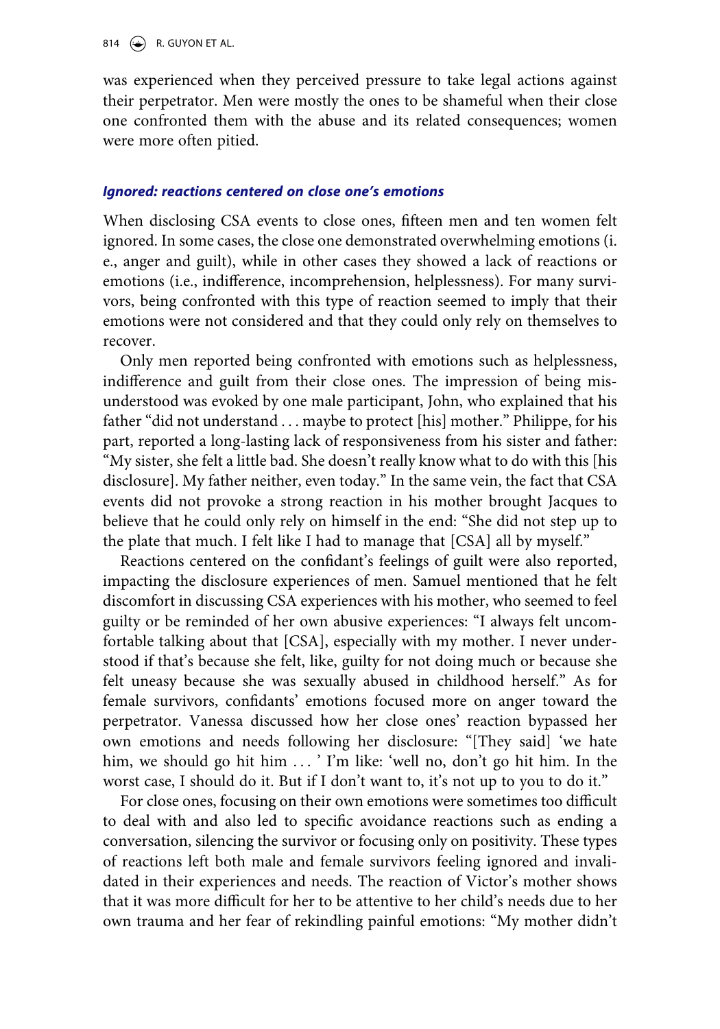was experienced when they perceived pressure to take legal actions against their perpetrator. Men were mostly the ones to be shameful when their close one confronted them with the abuse and its related consequences; women were more often pitied.

### *Ignored: reactions centered on close one's emotions*

When disclosing CSA events to close ones, fifteen men and ten women felt ignored. In some cases, the close one demonstrated overwhelming emotions (i. e., anger and guilt), while in other cases they showed a lack of reactions or emotions (i.e., indifference, incomprehension, helplessness). For many survivors, being confronted with this type of reaction seemed to imply that their emotions were not considered and that they could only rely on themselves to recover.

Only men reported being confronted with emotions such as helplessness, indifference and guilt from their close ones. The impression of being misunderstood was evoked by one male participant, John, who explained that his father "did not understand . . . maybe to protect [his] mother." Philippe, for his part, reported a long-lasting lack of responsiveness from his sister and father: "My sister, she felt a little bad. She doesn't really know what to do with this [his disclosure]. My father neither, even today." In the same vein, the fact that CSA events did not provoke a strong reaction in his mother brought Jacques to believe that he could only rely on himself in the end: "She did not step up to the plate that much. I felt like I had to manage that [CSA] all by myself."

Reactions centered on the confidant's feelings of guilt were also reported, impacting the disclosure experiences of men. Samuel mentioned that he felt discomfort in discussing CSA experiences with his mother, who seemed to feel guilty or be reminded of her own abusive experiences: "I always felt uncomfortable talking about that [CSA], especially with my mother. I never understood if that's because she felt, like, guilty for not doing much or because she felt uneasy because she was sexually abused in childhood herself." As for female survivors, confidants' emotions focused more on anger toward the perpetrator. Vanessa discussed how her close ones' reaction bypassed her own emotions and needs following her disclosure: "[They said] 'we hate him, we should go hit him . . . ' I'm like: 'well no, don't go hit him. In the worst case, I should do it. But if I don't want to, it's not up to you to do it."

For close ones, focusing on their own emotions were sometimes too difficult to deal with and also led to specific avoidance reactions such as ending a conversation, silencing the survivor or focusing only on positivity. These types of reactions left both male and female survivors feeling ignored and invalidated in their experiences and needs. The reaction of Victor's mother shows that it was more difficult for her to be attentive to her child's needs due to her own trauma and her fear of rekindling painful emotions: "My mother didn't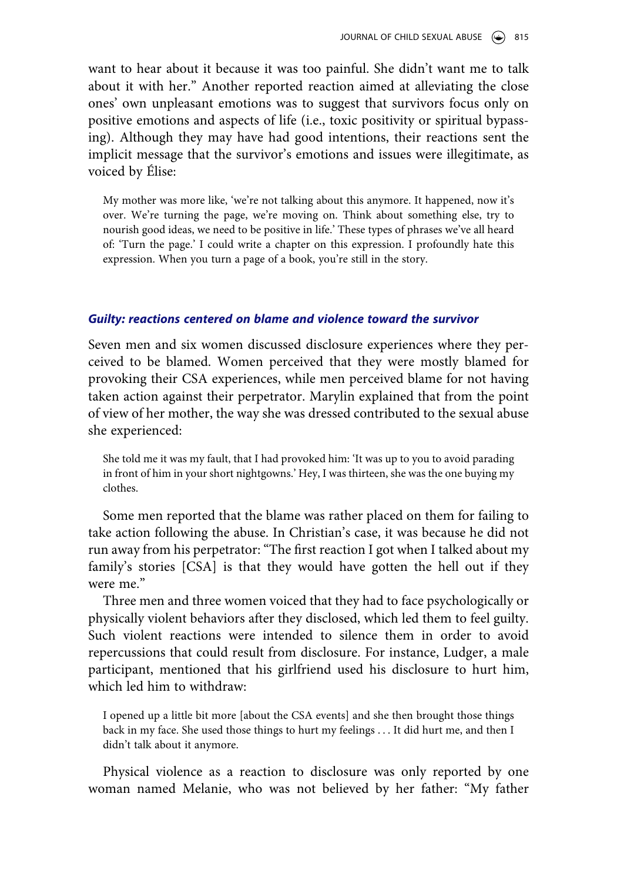want to hear about it because it was too painful. She didn't want me to talk about it with her." Another reported reaction aimed at alleviating the close ones' own unpleasant emotions was to suggest that survivors focus only on positive emotions and aspects of life (i.e., toxic positivity or spiritual bypassing). Although they may have had good intentions, their reactions sent the implicit message that the survivor's emotions and issues were illegitimate, as voiced by Élise:

> My mother was more like, 'we're not talking about this anymore. It happened, now it's over. We're turning the page, we're moving on. Think about something else, try to nourish good ideas, we need to be positive in life.' These types of phrases we've all heard of: 'Turn the page.' I could write a chapter on this expression. I profoundly hate this expression. When you turn a page of a book, you're still in the story.

### *Guilty: reactions centered on blame and violence toward the survivor*

Seven men and six women discussed disclosure experiences where they perceived to be blamed. Women perceived that they were mostly blamed for provoking their CSA experiences, while men perceived blame for not having taken action against their perpetrator. Marylin explained that from the point of view of her mother, the way she was dressed contributed to the sexual abuse she experienced:

> She told me it was my fault, that I had provoked him: 'It was up to you to avoid parading in front of him in your short nightgowns.' Hey, I was thirteen, she was the one buying my clothes.

Some men reported that the blame was rather placed on them for failing to take action following the abuse. In Christian's case, it was because he did not run away from his perpetrator: "The first reaction I got when I talked about my family's stories [CSA] is that they would have gotten the hell out if they were me."

Three men and three women voiced that they had to face psychologically or physically violent behaviors after they disclosed, which led them to feel guilty. Such violent reactions were intended to silence them in order to avoid repercussions that could result from disclosure. For instance, Ludger, a male participant, mentioned that his girlfriend used his disclosure to hurt him, which led him to withdraw:

> I opened up a little bit more [about the CSA events] and she then brought those things back in my face. She used those things to hurt my feelings . . . It did hurt me, and then I didn't talk about it anymore.

Physical violence as a reaction to disclosure was only reported by one woman named Melanie, who was not believed by her father: "My father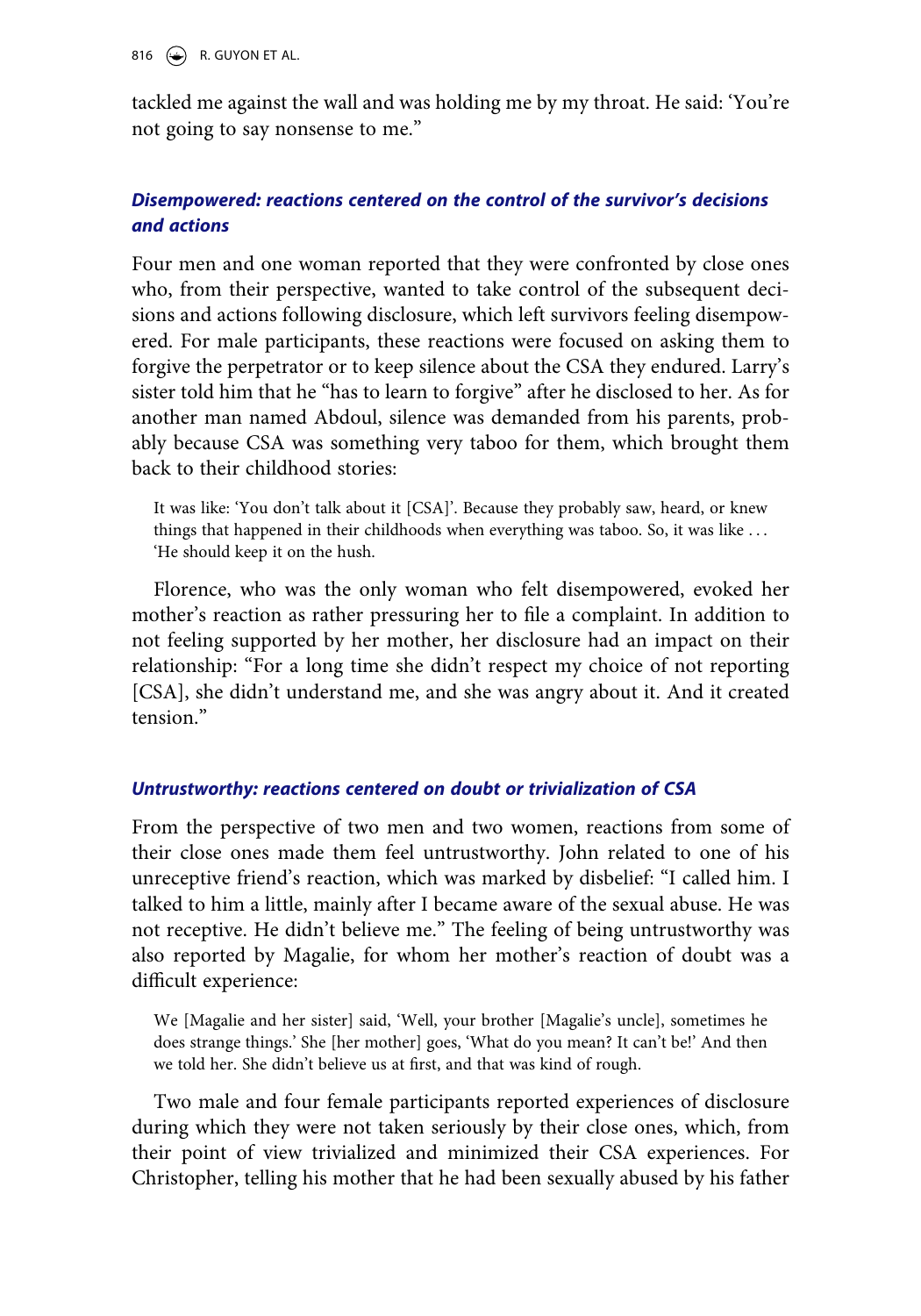tackled me against the wall and was holding me by my throat. He said: 'You're not going to say nonsense to me."

### *Disempowered: reactions centered on the control of the survivor's decisions and actions*

Four men and one woman reported that they were confronted by close ones who, from their perspective, wanted to take control of the subsequent decisions and actions following disclosure, which left survivors feeling disempowered. For male participants, these reactions were focused on asking them to forgive the perpetrator or to keep silence about the CSA they endured. Larry's sister told him that he "has to learn to forgive" after he disclosed to her. As for another man named Abdoul, silence was demanded from his parents, probably because CSA was something very taboo for them, which brought them back to their childhood stories:

> It was like: 'You don't talk about it [CSA]'. Because they probably saw, heard, or knew things that happened in their childhoods when everything was taboo. So, it was like . . . 'He should keep it on the hush.

Florence, who was the only woman who felt disempowered, evoked her mother's reaction as rather pressuring her to file a complaint. In addition to not feeling supported by her mother, her disclosure had an impact on their relationship: "For a long time she didn't respect my choice of not reporting [CSA], she didn't understand me, and she was angry about it. And it created tension."

### *Untrustworthy: reactions centered on doubt or trivialization of CSA*

From the perspective of two men and two women, reactions from some of their close ones made them feel untrustworthy. John related to one of his unreceptive friend's reaction, which was marked by disbelief: "I called him. I talked to him a little, mainly after I became aware of the sexual abuse. He was not receptive. He didn't believe me." The feeling of being untrustworthy was also reported by Magalie, for whom her mother's reaction of doubt was a difficult experience:

> We [Magalie and her sister] said, 'Well, your brother [Magalie's uncle], sometimes he does strange things.' She [her mother] goes, 'What do you mean? It can't be!' And then we told her. She didn't believe us at first, and that was kind of rough.

Two male and four female participants reported experiences of disclosure during which they were not taken seriously by their close ones, which, from their point of view trivialized and minimized their CSA experiences. For Christopher, telling his mother that he had been sexually abused by his father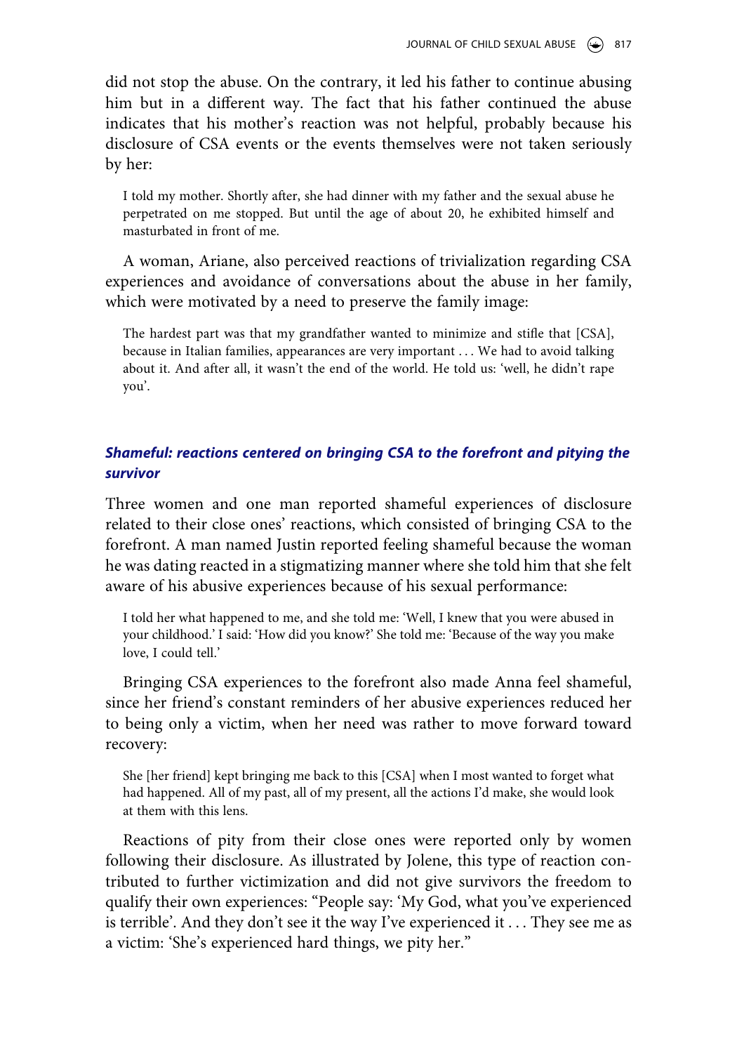did not stop the abuse. On the contrary, it led his father to continue abusing him but in a different way. The fact that his father continued the abuse indicates that his mother's reaction was not helpful, probably because his disclosure of CSA events or the events themselves were not taken seriously by her:

> I told my mother. Shortly after, she had dinner with my father and the sexual abuse he perpetrated on me stopped. But until the age of about 20, he exhibited himself and masturbated in front of me.

A woman, Ariane, also perceived reactions of trivialization regarding CSA experiences and avoidance of conversations about the abuse in her family, which were motivated by a need to preserve the family image:

> The hardest part was that my grandfather wanted to minimize and stifle that [CSA], because in Italian families, appearances are very important . . . We had to avoid talking about it. And after all, it wasn't the end of the world. He told us: 'well, he didn't rape you'.

### *Shameful: reactions centered on bringing CSA to the forefront and pitying the survivor*

Three women and one man reported shameful experiences of disclosure related to their close ones' reactions, which consisted of bringing CSA to the forefront. A man named Justin reported feeling shameful because the woman he was dating reacted in a stigmatizing manner where she told him that she felt aware of his abusive experiences because of his sexual performance:

> I told her what happened to me, and she told me: 'Well, I knew that you were abused in your childhood.' I said: 'How did you know?' She told me: 'Because of the way you make love, I could tell.'

Bringing CSA experiences to the forefront also made Anna feel shameful, since her friend's constant reminders of her abusive experiences reduced her to being only a victim, when her need was rather to move forward toward recovery:

> She [her friend] kept bringing me back to this [CSA] when I most wanted to forget what had happened. All of my past, all of my present, all the actions I'd make, she would look at them with this lens.

Reactions of pity from their close ones were reported only by women following their disclosure. As illustrated by Jolene, this type of reaction contributed to further victimization and did not give survivors the freedom to qualify their own experiences: "People say: 'My God, what you've experienced is terrible'. And they don't see it the way I've experienced it . . . They see me as a victim: 'She's experienced hard things, we pity her."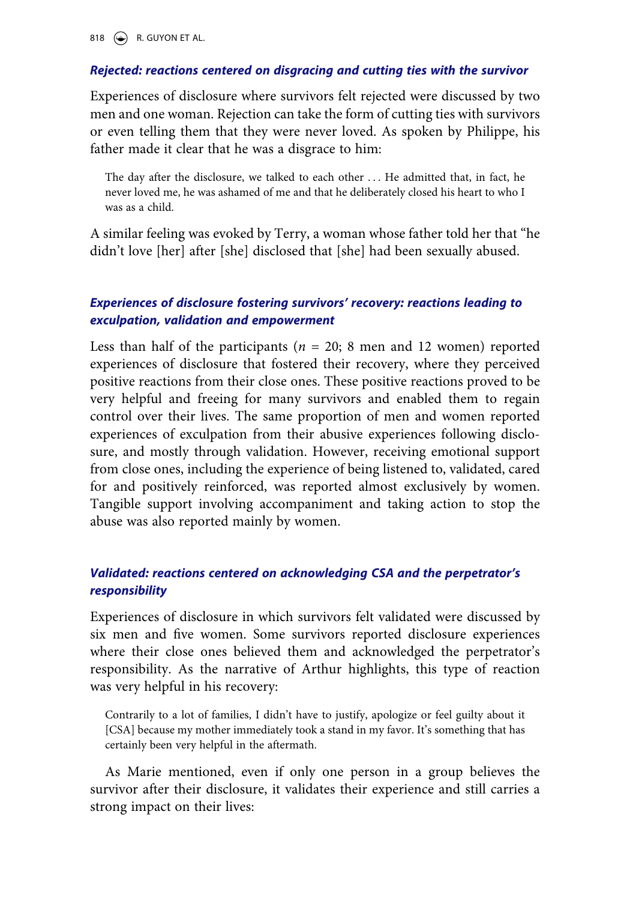### *Rejected: reactions centered on disgracing and cutting ties with the survivor*

Experiences of disclosure where survivors felt rejected were discussed by two men and one woman. Rejection can take the form of cutting ties with survivors or even telling them that they were never loved. As spoken by Philippe, his father made it clear that he was a disgrace to him:

> The day after the disclosure, we talked to each other … He admitted that, in fact, he never loved me, he was ashamed of me and that he deliberately closed his heart to who I was as a child.

A similar feeling was evoked by Terry, a woman whose father told her that "he didn't love [her] after [she] disclosed that [she] had been sexually abused.

### *Experiences of disclosure fostering survivors' recovery: reactions leading to exculpation, validation and empowerment*

Less than half of the participants (*n* = 20; 8 men and 12 women) reported experiences of disclosure that fostered their recovery, where they perceived positive reactions from their close ones. These positive reactions proved to be very helpful and freeing for many survivors and enabled them to regain control over their lives. The same proportion of men and women reported experiences of exculpation from their abusive experiences following disclosure, and mostly through validation. However, receiving emotional support from close ones, including the experience of being listened to, validated, cared for and positively reinforced, was reported almost exclusively by women. Tangible support involving accompaniment and taking action to stop the abuse was also reported mainly by women.

### *Validated: reactions centered on acknowledging CSA and the perpetrator's responsibility*

Experiences of disclosure in which survivors felt validated were discussed by six men and five women. Some survivors reported disclosure experiences where their close ones believed them and acknowledged the perpetrator's responsibility. As the narrative of Arthur highlights, this type of reaction was very helpful in his recovery:

> Contrarily to a lot of families, I didn't have to justify, apologize or feel guilty about it [CSA] because my mother immediately took a stand in my favor. It's something that has certainly been very helpful in the aftermath.

As Marie mentioned, even if only one person in a group believes the survivor after their disclosure, it validates their experience and still carries a strong impact on their lives: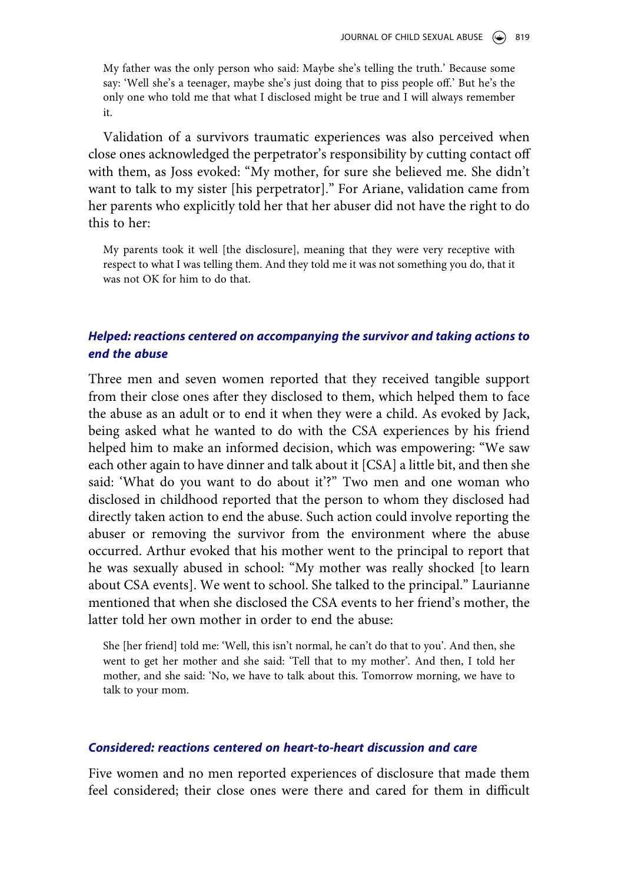> My father was the only person who said: Maybe she's telling the truth.' Because some say: 'Well she's a teenager, maybe she's just doing that to piss people off.' But he's the only one who told me that what I disclosed might be true and I will always remember it.

Validation of a survivors traumatic experiences was also perceived when close ones acknowledged the perpetrator's responsibility by cutting contact off with them, as Joss evoked: "My mother, for sure she believed me. She didn't want to talk to my sister [his perpetrator]." For Ariane, validation came from her parents who explicitly told her that her abuser did not have the right to do this to her:

> My parents took it well [the disclosure], meaning that they were very receptive with respect to what I was telling them. And they told me it was not something you do, that it was not OK for him to do that.

### *Helped: reactions centered on accompanying the survivor and taking actions to end the abuse*

Three men and seven women reported that they received tangible support from their close ones after they disclosed to them, which helped them to face the abuse as an adult or to end it when they were a child. As evoked by Jack, being asked what he wanted to do with the CSA experiences by his friend helped him to make an informed decision, which was empowering: "We saw each other again to have dinner and talk about it [CSA] a little bit, and then she said: 'What do you want to do about it'?" Two men and one woman who disclosed in childhood reported that the person to whom they disclosed had directly taken action to end the abuse. Such action could involve reporting the abuser or removing the survivor from the environment where the abuse occurred. Arthur evoked that his mother went to the principal to report that he was sexually abused in school: "My mother was really shocked [to learn about CSA events]. We went to school. She talked to the principal." Laurianne mentioned that when she disclosed the CSA events to her friend's mother, the latter told her own mother in order to end the abuse:

> She [her friend] told me: 'Well, this isn't normal, he can't do that to you'. And then, she went to get her mother and she said: 'Tell that to my mother'. And then, I told her mother, and she said: 'No, we have to talk about this. Tomorrow morning, we have to talk to your mom.

### *Considered: reactions centered on heart-to-heart discussion and care*

Five women and no men reported experiences of disclosure that made them feel considered; their close ones were there and cared for them in difficult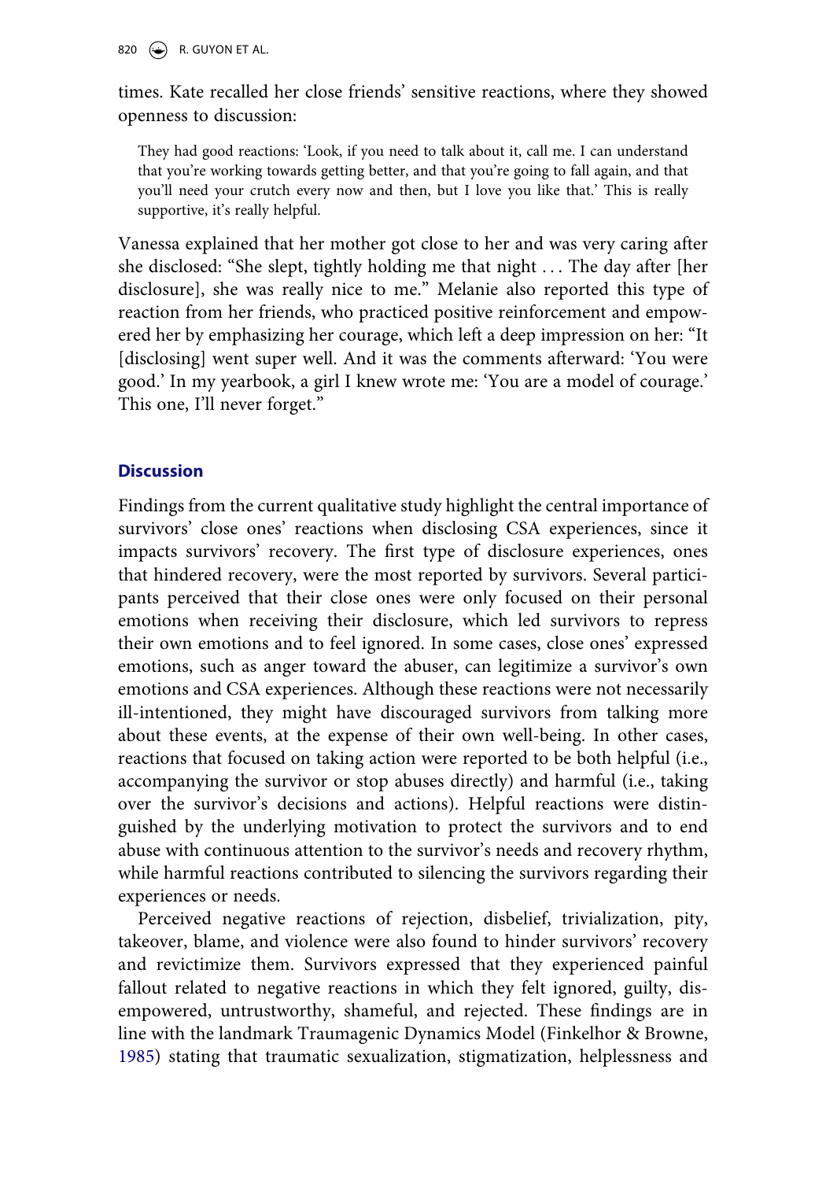times. Kate recalled her close friends' sensitive reactions, where they showed openness to discussion:

> They had good reactions: 'Look, if you need to talk about it, call me. I can understand that you're working towards getting better, and that you're going to fall again, and that you'll need your crutch every now and then, but I love you like that.' This is really supportive, it's really helpful.

Vanessa explained that her mother got close to her and was very caring after she disclosed: "She slept, tightly holding me that night … The day after [her disclosure], she was really nice to me." Melanie also reported this type of reaction from her friends, who practiced positive reinforcement and empowered her by emphasizing her courage, which left a deep impression on her: "It [disclosing] went super well. And it was the comments afterward: 'You were good.' In my yearbook, a girl I knew wrote me: 'You are a model of courage.' This one, I'll never forget."

## Discussion

Findings from the current qualitative study highlight the central importance of survivors' close ones' reactions when disclosing CSA experiences, since it impacts survivors' recovery. The first type of disclosure experiences, ones that hindered recovery, were the most reported by survivors. Several participants perceived that their close ones were only focused on their personal emotions when receiving their disclosure, which led survivors to repress their own emotions and to feel ignored. In some cases, close ones' expressed emotions, such as anger toward the abuser, can legitimize a survivor's own emotions and CSA experiences. Although these reactions were not necessarily ill-intentioned, they might have discouraged survivors from talking more about these events, at the expense of their own well-being. In other cases, reactions that focused on taking action were reported to be both helpful (i.e., accompanying the survivor or stop abuses directly) and harmful (i.e., taking over the survivor's decisions and actions). Helpful reactions were distinguished by the underlying motivation to protect the survivors and to end abuse with continuous attention to the survivor's needs and recovery rhythm, while harmful reactions contributed to silencing the survivors regarding their experiences or needs.

Perceived negative reactions of rejection, disbelief, trivialization, pity, takeover, blame, and violence were also found to hinder survivors' recovery and revictimize them. Survivors expressed that they experienced painful fallout related to negative reactions in which they felt ignored, guilty, disempowered, untrustworthy, shameful, and rejected. These findings are in line with the landmark Traumagenic Dynamics Model (Finkelhor & Browne, 1985) stating that traumatic sexualization, stigmatization, helplessness and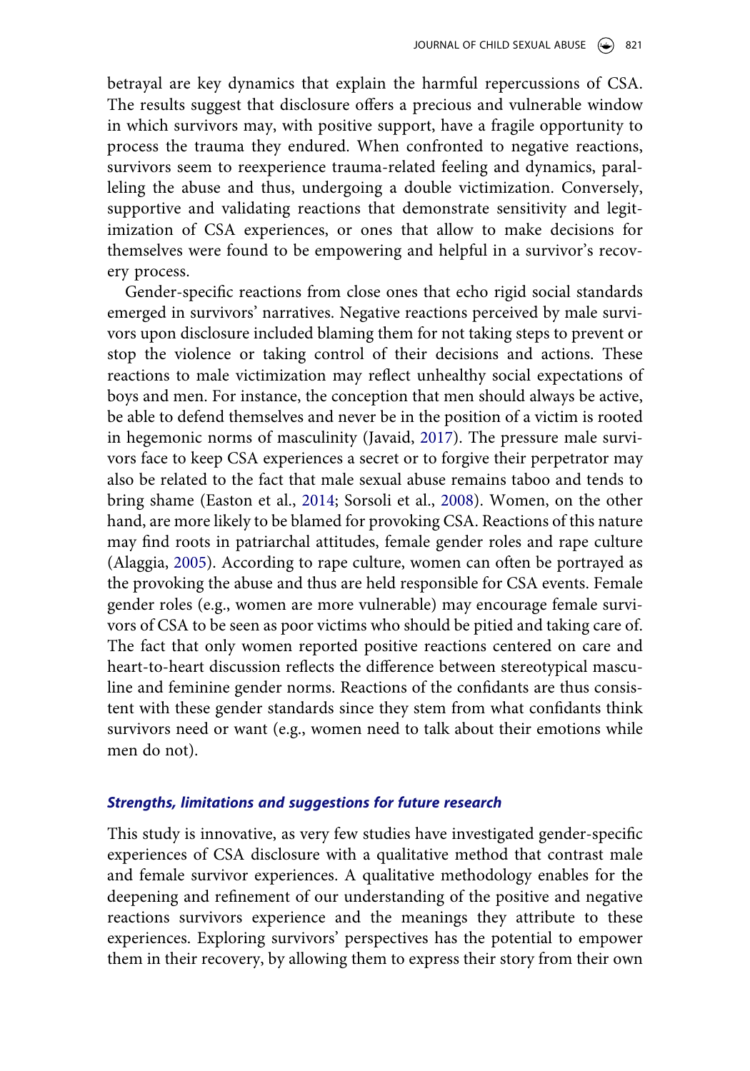betrayal are key dynamics that explain the harmful repercussions of CSA. The results suggest that disclosure offers a precious and vulnerable window in which survivors may, with positive support, have a fragile opportunity to process the trauma they endured. When confronted to negative reactions, survivors seem to reexperience trauma-related feeling and dynamics, paralleling the abuse and thus, undergoing a double victimization. Conversely, supportive and validating reactions that demonstrate sensitivity and legitimization of CSA experiences, or ones that allow to make decisions for themselves were found to be empowering and helpful in a survivor's recovery process.

Gender-specific reactions from close ones that echo rigid social standards emerged in survivors' narratives. Negative reactions perceived by male survivors upon disclosure included blaming them for not taking steps to prevent or stop the violence or taking control of their decisions and actions. These reactions to male victimization may reflect unhealthy social expectations of boys and men. For instance, the conception that men should always be active, be able to defend themselves and never be in the position of a victim is rooted in hegemonic norms of masculinity (Javaid, 2017). The pressure male survivors face to keep CSA experiences a secret or to forgive their perpetrator may also be related to the fact that male sexual abuse remains taboo and tends to bring shame (Easton et al., 2014; Sorsoli et al., 2008). Women, on the other hand, are more likely to be blamed for provoking CSA. Reactions of this nature may find roots in patriarchal attitudes, female gender roles and rape culture (Alaggia, 2005). According to rape culture, women can often be portrayed as the provoking the abuse and thus are held responsible for CSA events. Female gender roles (e.g., women are more vulnerable) may encourage female survivors of CSA to be seen as poor victims who should be pitied and taking care of. The fact that only women reported positive reactions centered on care and heart-to-heart discussion reflects the difference between stereotypical masculine and feminine gender norms. Reactions of the confidants are thus consistent with these gender standards since they stem from what confidants think survivors need or want (e.g., women need to talk about their emotions while men do not).

### *Strengths, limitations and suggestions for future research*

This study is innovative, as very few studies have investigated gender-specific experiences of CSA disclosure with a qualitative method that contrast male and female survivor experiences. A qualitative methodology enables for the deepening and refinement of our understanding of the positive and negative reactions survivors experience and the meanings they attribute to these experiences. Exploring survivors' perspectives has the potential to empower them in their recovery, by allowing them to express their story from their own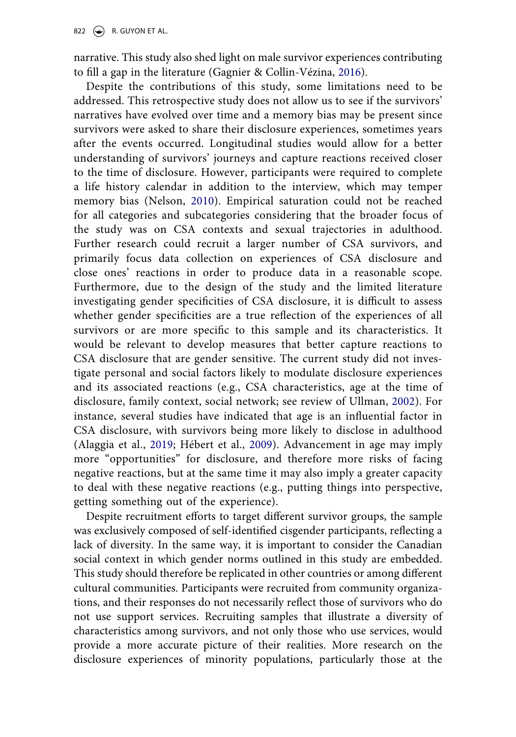narrative. This study also shed light on male survivor experiences contributing to fill a gap in the literature (Gagnier & Collin-Vézina, 2016).

Despite the contributions of this study, some limitations need to be addressed. This retrospective study does not allow us to see if the survivors' narratives have evolved over time and a memory bias may be present since survivors were asked to share their disclosure experiences, sometimes years after the events occurred. Longitudinal studies would allow for a better understanding of survivors' journeys and capture reactions received closer to the time of disclosure. However, participants were required to complete a life history calendar in addition to the interview, which may temper memory bias (Nelson, 2010). Empirical saturation could not be reached for all categories and subcategories considering that the broader focus of the study was on CSA contexts and sexual trajectories in adulthood. Further research could recruit a larger number of CSA survivors, and primarily focus data collection on experiences of CSA disclosure and close ones' reactions in order to produce data in a reasonable scope. Furthermore, due to the design of the study and the limited literature investigating gender specificities of CSA disclosure, it is difficult to assess whether gender specificities are a true reflection of the experiences of all survivors or are more specific to this sample and its characteristics. It would be relevant to develop measures that better capture reactions to CSA disclosure that are gender sensitive. The current study did not investigate personal and social factors likely to modulate disclosure experiences and its associated reactions (e.g., CSA characteristics, age at the time of disclosure, family context, social network; see review of Ullman, 2002). For instance, several studies have indicated that age is an influential factor in CSA disclosure, with survivors being more likely to disclose in adulthood (Alaggia et al., 2019; Hébert et al., 2009). Advancement in age may imply more "opportunities" for disclosure, and therefore more risks of facing negative reactions, but at the same time it may also imply a greater capacity to deal with these negative reactions (e.g., putting things into perspective, getting something out of the experience).

Despite recruitment efforts to target different survivor groups, the sample was exclusively composed of self-identified cisgender participants, reflecting a lack of diversity. In the same way, it is important to consider the Canadian social context in which gender norms outlined in this study are embedded. This study should therefore be replicated in other countries or among different cultural communities. Participants were recruited from community organizations, and their responses do not necessarily reflect those of survivors who do not use support services. Recruiting samples that illustrate a diversity of characteristics among survivors, and not only those who use services, would provide a more accurate picture of their realities. More research on the disclosure experiences of minority populations, particularly those at the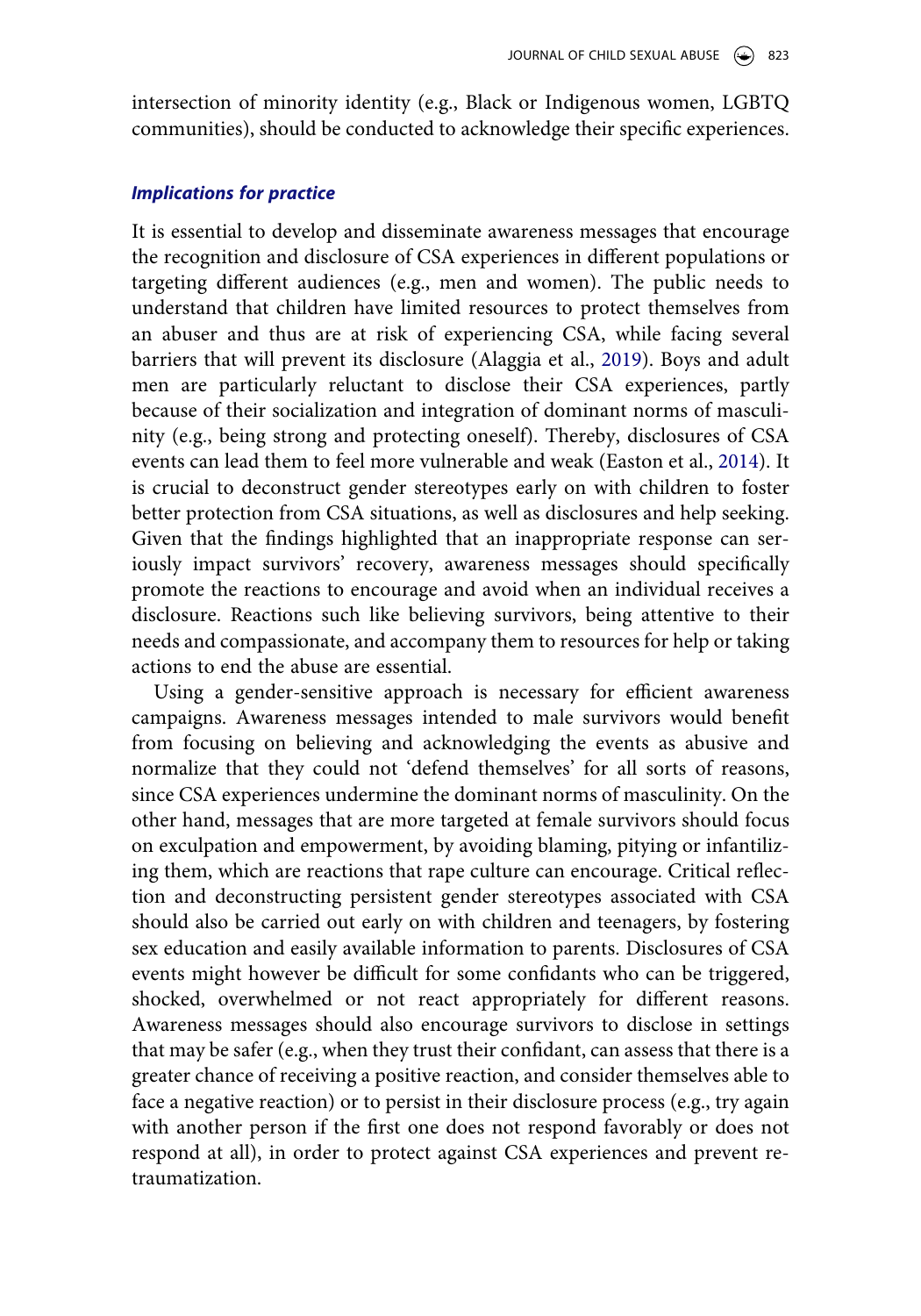intersection of minority identity (e.g., Black or Indigenous women, LGBTQ communities), should be conducted to acknowledge their specific experiences.

### *Implications for practice*

It is essential to develop and disseminate awareness messages that encourage the recognition and disclosure of CSA experiences in different populations or targeting different audiences (e.g., men and women). The public needs to understand that children have limited resources to protect themselves from an abuser and thus are at risk of experiencing CSA, while facing several barriers that will prevent its disclosure (Alaggia et al., 2019). Boys and adult men are particularly reluctant to disclose their CSA experiences, partly because of their socialization and integration of dominant norms of masculinity (e.g., being strong and protecting oneself). Thereby, disclosures of CSA events can lead them to feel more vulnerable and weak (Easton et al., 2014). It is crucial to deconstruct gender stereotypes early on with children to foster better protection from CSA situations, as well as disclosures and help seeking. Given that the findings highlighted that an inappropriate response can seriously impact survivors' recovery, awareness messages should specifically promote the reactions to encourage and avoid when an individual receives a disclosure. Reactions such like believing survivors, being attentive to their needs and compassionate, and accompany them to resources for help or taking actions to end the abuse are essential.

Using a gender-sensitive approach is necessary for efficient awareness campaigns. Awareness messages intended to male survivors would benefit from focusing on believing and acknowledging the events as abusive and normalize that they could not 'defend themselves' for all sorts of reasons, since CSA experiences undermine the dominant norms of masculinity. On the other hand, messages that are more targeted at female survivors should focus on exculpation and empowerment, by avoiding blaming, pitying or infantilizing them, which are reactions that rape culture can encourage. Critical reflection and deconstructing persistent gender stereotypes associated with CSA should also be carried out early on with children and teenagers, by fostering sex education and easily available information to parents. Disclosures of CSA events might however be difficult for some confidants who can be triggered, shocked, overwhelmed or not react appropriately for different reasons. Awareness messages should also encourage survivors to disclose in settings that may be safer (e.g., when they trust their confidant, can assess that there is a greater chance of receiving a positive reaction, and consider themselves able to face a negative reaction) or to persist in their disclosure process (e.g., try again with another person if the first one does not respond favorably or does not respond at all), in order to protect against CSA experiences and prevent re-traumatization.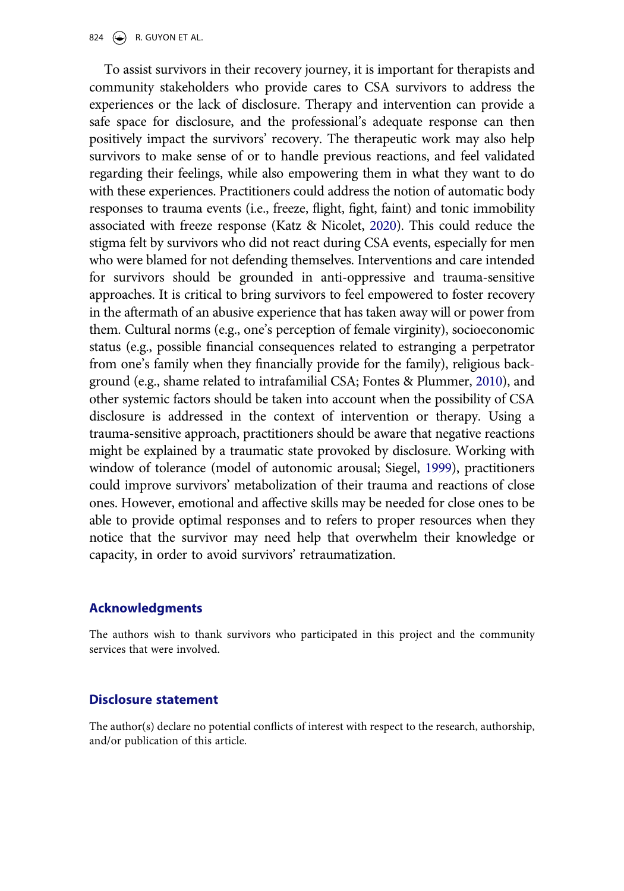To assist survivors in their recovery journey, it is important for therapists and community stakeholders who provide cares to CSA survivors to address the experiences or the lack of disclosure. Therapy and intervention can provide a safe space for disclosure, and the professional's adequate response can then positively impact the survivors' recovery. The therapeutic work may also help survivors to make sense of or to handle previous reactions, and feel validated regarding their feelings, while also empowering them in what they want to do with these experiences. Practitioners could address the notion of automatic body responses to trauma events (i.e., freeze, flight, fight, faint) and tonic immobility associated with freeze response (Katz & Nicolet, 2020). This could reduce the stigma felt by survivors who did not react during CSA events, especially for men who were blamed for not defending themselves. Interventions and care intended for survivors should be grounded in anti-oppressive and trauma-sensitive approaches. It is critical to bring survivors to feel empowered to foster recovery in the aftermath of an abusive experience that has taken away will or power from them. Cultural norms (e.g., one's perception of female virginity), socioeconomic status (e.g., possible financial consequences related to estranging a perpetrator from one's family when they financially provide for the family), religious background (e.g., shame related to intrafamilial CSA; Fontes & Plummer, 2010), and other systemic factors should be taken into account when the possibility of CSA disclosure is addressed in the context of intervention or therapy. Using a trauma-sensitive approach, practitioners should be aware that negative reactions might be explained by a traumatic state provoked by disclosure. Working with window of tolerance (model of autonomic arousal; Siegel, 1999), practitioners could improve survivors' metabolization of their trauma and reactions of close ones. However, emotional and affective skills may be needed for close ones to be able to provide optimal responses and to refers to proper resources when they notice that the survivor may need help that overwhelm their knowledge or capacity, in order to avoid survivors' retraumatization.

## Acknowledgments

The authors wish to thank survivors who participated in this project and the community services that were involved.

## Disclosure statement

The author(s) declare no potential conflicts of interest with respect to the research, authorship, and/or publication of this article.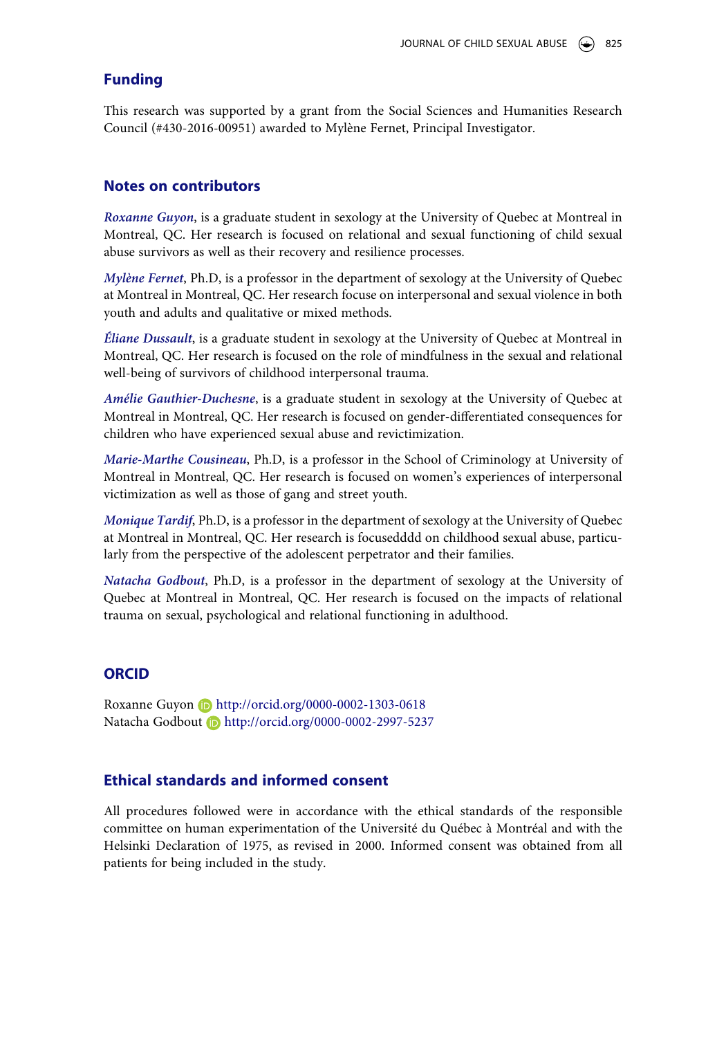## Funding

This research was supported by a grant from the Social Sciences and Humanities Research Council (#430-2016-00951) awarded to Mylène Fernet, Principal Investigator.

## Notes on contributors

*Roxanne Guyon*, is a graduate student in sexology at the University of Quebec at Montreal in Montreal, QC. Her research is focused on relational and sexual functioning of child sexual abuse survivors as well as their recovery and resilience processes.

*Mylène Fernet*, Ph.D, is a professor in the department of sexology at the University of Quebec at Montreal in Montreal, QC. Her research focuse on interpersonal and sexual violence in both youth and adults and qualitative or mixed methods.

*Éliane Dussault*, is a graduate student in sexology at the University of Quebec at Montreal in Montreal, QC. Her research is focused on the role of mindfulness in the sexual and relational well-being of survivors of childhood interpersonal trauma.

*Amélie Gauthier-Duchesne*, is a graduate student in sexology at the University of Quebec at Montreal in Montreal, QC. Her research is focused on gender-differentiated consequences for children who have experienced sexual abuse and revictimization.

*Marie-Marthe Cousineau*, Ph.D, is a professor in the School of Criminology at University of Montreal in Montreal, QC. Her research is focused on women's experiences of interpersonal victimization as well as those of gang and street youth.

*Monique Tardif*, Ph.D, is a professor in the department of sexology at the University of Quebec at Montreal in Montreal, QC. Her research is focusedddd on childhood sexual abuse, particularly from the perspective of the adolescent perpetrator and their families.

*Natacha Godbout*, Ph.D, is a professor in the department of sexology at the University of Quebec at Montreal in Montreal, QC. Her research is focused on the impacts of relational trauma on sexual, psychological and relational functioning in adulthood.

## ORCID

Roxanne Guyon http://orcid.org/0000-0002-1303-0618
Natacha Godbout http://orcid.org/0000-0002-2997-5237

## Ethical standards and informed consent

All procedures followed were in accordance with the ethical standards of the responsible committee on human experimentation of the Université du Québec à Montréal and with the Helsinki Declaration of 1975, as revised in 2000. Informed consent was obtained from all patients for being included in the study.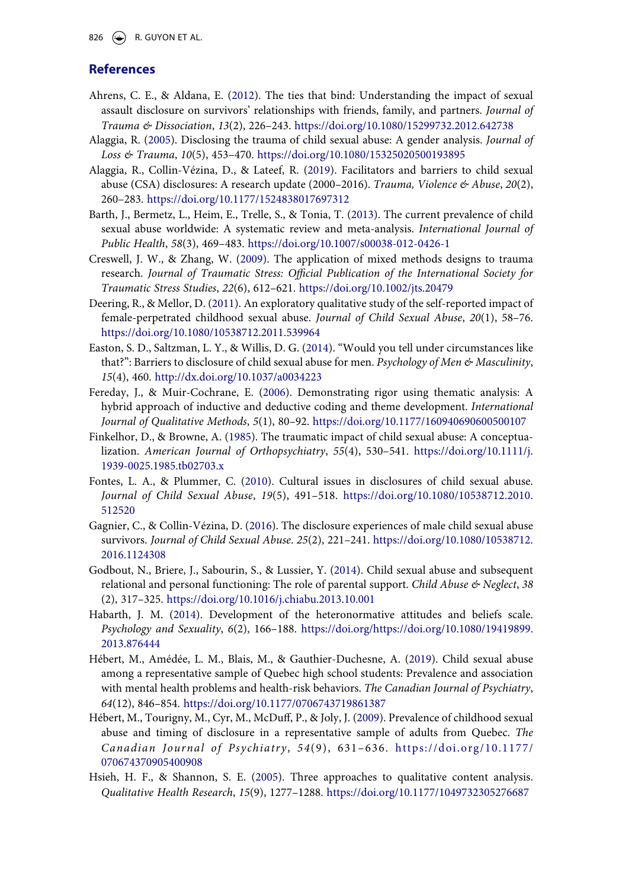## References

Ahrens, C. E., & Aldana, E. (2012). The ties that bind: Understanding the impact of sexual assault disclosure on survivors' relationships with friends, family, and partners. *Journal of Trauma & Dissociation*, *13*(2), 226–243. https://doi.org/10.1080/15299732.2012.642738

Alaggia, R. (2005). Disclosing the trauma of child sexual abuse: A gender analysis. *Journal of Loss & Trauma*, *10*(5), 453–470. https://doi.org/10.1080/15325020500193895

Alaggia, R., Collin-Vézina, D., & Lateef, R. (2019). Facilitators and barriers to child sexual abuse (CSA) disclosures: A research update (2000–2016). *Trauma, Violence & Abuse*, *20*(2), 260–283. https://doi.org/10.1177/1524838017697312

Barth, J., Bermetz, L., Heim, E., Trelle, S., & Tonia, T. (2013). The current prevalence of child sexual abuse worldwide: A systematic review and meta-analysis. *International Journal of Public Health*, *58*(3), 469–483. https://doi.org/10.1007/s00038-012-0426-1

Creswell, J. W., & Zhang, W. (2009). The application of mixed methods designs to trauma research. *Journal of Traumatic Stress: Official Publication of the International Society for Traumatic Stress Studies*, *22*(6), 612–621. https://doi.org/10.1002/jts.20479

Deering, R., & Mellor, D. (2011). An exploratory qualitative study of the self-reported impact of female-perpetrated childhood sexual abuse. *Journal of Child Sexual Abuse*, *20*(1), 58–76. https://doi.org/10.1080/10538712.2011.539964

Easton, S. D., Saltzman, L. Y., & Willis, D. G. (2014). "Would you tell under circumstances like that?": Barriers to disclosure of child sexual abuse for men. *Psychology of Men & Masculinity*, *15*(4), 460. http://dx.doi.org/10.1037/a0034223

Fereday, J., & Muir-Cochrane, E. (2006). Demonstrating rigor using thematic analysis: A hybrid approach of inductive and deductive coding and theme development. *International Journal of Qualitative Methods*, *5*(1), 80–92. https://doi.org/10.1177/160940690600500107

Finkelhor, D., & Browne, A. (1985). The traumatic impact of child sexual abuse: A conceptualization. *American Journal of Orthopsychiatry*, *55*(4), 530–541. https://doi.org/10.1111/j.1939-0025.1985.tb02703.x

Fontes, L. A., & Plummer, C. (2010). Cultural issues in disclosures of child sexual abuse. *Journal of Child Sexual Abuse*, *19*(5), 491–518. https://doi.org/10.1080/10538712.2010.512520

Gagnier, C., & Collin-Vézina, D. (2016). The disclosure experiences of male child sexual abuse survivors. *Journal of Child Sexual Abuse*. *25*(2), 221–241. https://doi.org/10.1080/10538712.2016.1124308

Godbout, N., Briere, J., Sabourin, S., & Lussier, Y. (2014). Child sexual abuse and subsequent relational and personal functioning: The role of parental support. *Child Abuse & Neglect*, *38* (2), 317–325. https://doi.org/10.1016/j.chiabu.2013.10.001

Habarth, J. M. (2014). Development of the heteronormative attitudes and beliefs scale. *Psychology and Sexuality*, *6*(2), 166–188. https://doi.org/https://doi.org/10.1080/19419899.2013.876444

Hébert, M., Amédée, L. M., Blais, M., & Gauthier-Duchesne, A. (2019). Child sexual abuse among a representative sample of Quebec high school students: Prevalence and association with mental health problems and health-risk behaviors. *The Canadian Journal of Psychiatry*, *64*(12), 846–854. https://doi.org/10.1177/0706743719861387

Hébert, M., Tourigny, M., Cyr, M., McDuff, P., & Joly, J. (2009). Prevalence of childhood sexual abuse and timing of disclosure in a representative sample of adults from Quebec. *The Canadian Journal of Psychiatry*, *54*(9), 631–636. https://doi.org/10.1177/070674370905400908

Hsieh, H. F., & Shannon, S. E. (2005). Three approaches to qualitative content analysis. *Qualitative Health Research*, *15*(9), 1277–1288. https://doi.org/10.1177/1049732305276687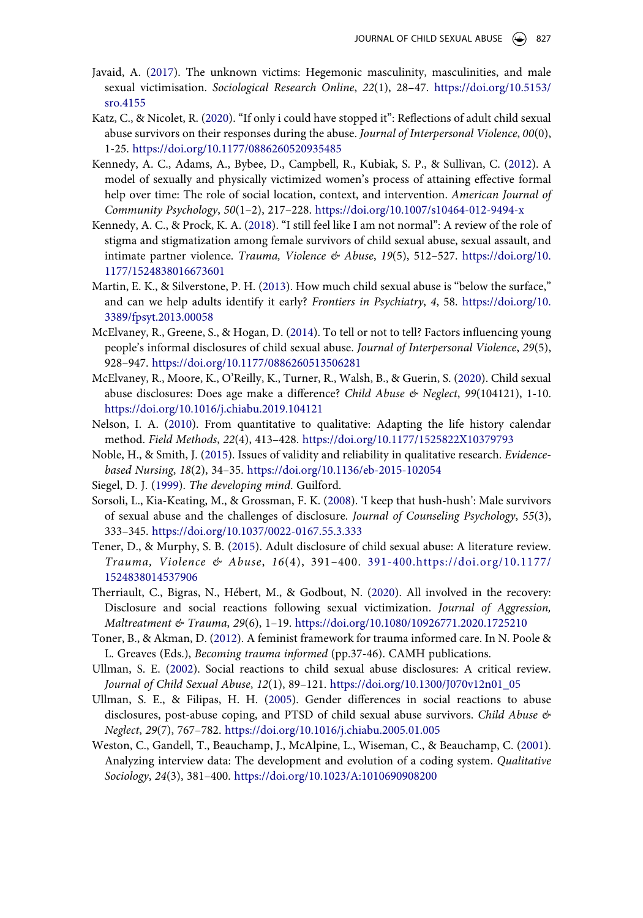Javaid, A. (2017). The unknown victims: Hegemonic masculinity, masculinities, and male sexual victimisation. *Sociological Research Online*, *22*(1), 28–47. https://doi.org/10.5153/sro.4155

Katz, C., & Nicolet, R. (2020). "If only i could have stopped it": Reflections of adult child sexual abuse survivors on their responses during the abuse. *Journal of Interpersonal Violence*, *00*(0), 1-25. https://doi.org/10.1177/0886260520935485

Kennedy, A. C., Adams, A., Bybee, D., Campbell, R., Kubiak, S. P., & Sullivan, C. (2012). A model of sexually and physically victimized women's process of attaining effective formal help over time: The role of social location, context, and intervention. *American Journal of Community Psychology*, *50*(1–2), 217–228. https://doi.org/10.1007/s10464-012-9494-x

Kennedy, A. C., & Prock, K. A. (2018). "I still feel like I am not normal": A review of the role of stigma and stigmatization among female survivors of child sexual abuse, sexual assault, and intimate partner violence. *Trauma, Violence & Abuse*, *19*(5), 512–527. https://doi.org/10.1177/1524838016673601

Martin, E. K., & Silverstone, P. H. (2013). How much child sexual abuse is "below the surface," and can we help adults identify it early? *Frontiers in Psychiatry*, *4*, 58. https://doi.org/10.3389/fpsyt.2013.00058

McElvaney, R., Greene, S., & Hogan, D. (2014). To tell or not to tell? Factors influencing young people's informal disclosures of child sexual abuse. *Journal of Interpersonal Violence*, *29*(5), 928–947. https://doi.org/10.1177/0886260513506281

McElvaney, R., Moore, K., O'Reilly, K., Turner, R., Walsh, B., & Guerin, S. (2020). Child sexual abuse disclosures: Does age make a difference? *Child Abuse & Neglect*, *99*(104121), 1-10. https://doi.org/10.1016/j.chiabu.2019.104121

Nelson, I. A. (2010). From quantitative to qualitative: Adapting the life history calendar method. *Field Methods*, *22*(4), 413–428. https://doi.org/10.1177/1525822X10379793

Noble, H., & Smith, J. (2015). Issues of validity and reliability in qualitative research. *Evidence-based Nursing*, *18*(2), 34–35. https://doi.org/10.1136/eb-2015-102054

Siegel, D. J. (1999). *The developing mind*. Guilford.

Sorsoli, L., Kia-Keating, M., & Grossman, F. K. (2008). 'I keep that hush-hush': Male survivors of sexual abuse and the challenges of disclosure. *Journal of Counseling Psychology*, *55*(3), 333–345. https://doi.org/10.1037/0022-0167.55.3.333

Tener, D., & Murphy, S. B. (2015). Adult disclosure of child sexual abuse: A literature review. *Trauma, Violence & Abuse*, *16*(4), 391–400. 391-400.https://doi.org/10.1177/1524838014537906

Therriault, C., Bigras, N., Hébert, M., & Godbout, N. (2020). All involved in the recovery: Disclosure and social reactions following sexual victimization. *Journal of Aggression, Maltreatment & Trauma*, *29*(6), 1–19. https://doi.org/10.1080/10926771.2020.1725210

Toner, B., & Akman, D. (2012). A feminist framework for trauma informed care. In N. Poole & L. Greaves (Eds.), *Becoming trauma informed* (pp.37-46). CAMH publications.

Ullman, S. E. (2002). Social reactions to child sexual abuse disclosures: A critical review. *Journal of Child Sexual Abuse*, *12*(1), 89–121. https://doi.org/10.1300/J070v12n01_05

Ullman, S. E., & Filipas, H. H. (2005). Gender differences in social reactions to abuse disclosures, post-abuse coping, and PTSD of child sexual abuse survivors. *Child Abuse & Neglect*, *29*(7), 767–782. https://doi.org/10.1016/j.chiabu.2005.01.005

Weston, C., Gandell, T., Beauchamp, J., McAlpine, L., Wiseman, C., & Beauchamp, C. (2001). Analyzing interview data: The development and evolution of a coding system. *Qualitative Sociology*, *24*(3), 381–400. https://doi.org/10.1023/A:1010690908200